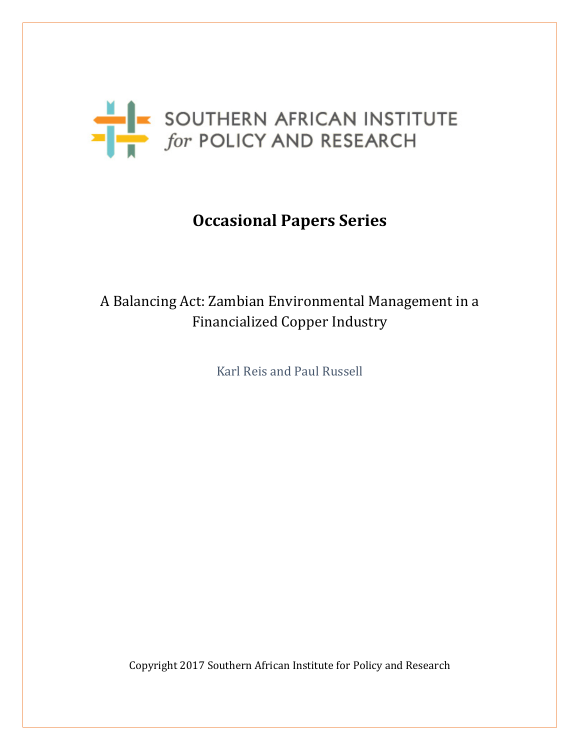SOUTHERN AFRICAN INSTITUTE *for* POLICY AND RESEARCH

# Occasional Papers Series

## A Balancing Act: Zambian Environmental Management in a Financialized Copper Industry

Karl Reis and Paul Russell

Copyright 2017 Southern African Institute for Policy and Research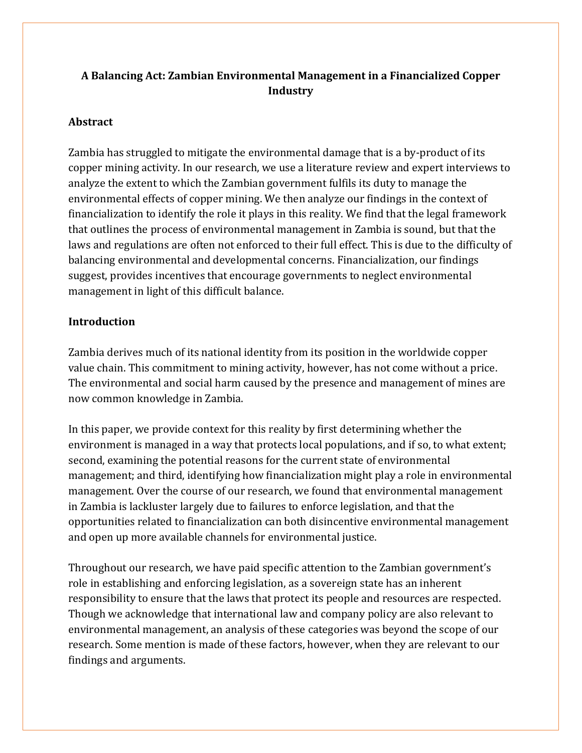# A Balancing Act: Zambian Environmental Management in a Financialized Copper Industry

## Abstract

Zambia has struggled to mitigate the environmental damage that is a by-product of its copper mining activity. In our research, we use a literature review and expert interviews to analyze the extent to which the Zambian government fulfils its duty to manage the environmental effects of copper mining. We then analyze our findings in the context of financialization to identify the role it plays in this reality. We find that the legal framework that outlines the process of environmental management in Zambia is sound, but that the laws and regulations are often not enforced to their full effect. This is due to the difficulty of balancing environmental and developmental concerns. Financialization, our findings suggest, provides incentives that encourage governments to neglect environmental management in light of this difficult balance.

## Introduction

Zambia derives much of its national identity from its position in the worldwide copper value chain. This commitment to mining activity, however, has not come without a price. The environmental and social harm caused by the presence and management of mines are now common knowledge in Zambia.

In this paper, we provide context for this reality by first determining whether the environment is managed in a way that protects local populations, and if so, to what extent; second, examining the potential reasons for the current state of environmental management; and third, identifying how financialization might play a role in environmental management. Over the course of our research, we found that environmental management in Zambia is lackluster largely due to failures to enforce legislation, and that the opportunities related to financialization can both disincentive environmental management and open up more available channels for environmental justice.

Throughout our research, we have paid specific attention to the Zambian government's role in establishing and enforcing legislation, as a sovereign state has an inherent responsibility to ensure that the laws that protect its people and resources are respected. Though we acknowledge that international law and company policy are also relevant to environmental management, an analysis of these categories was beyond the scope of our research. Some mention is made of these factors, however, when they are relevant to our findings and arguments.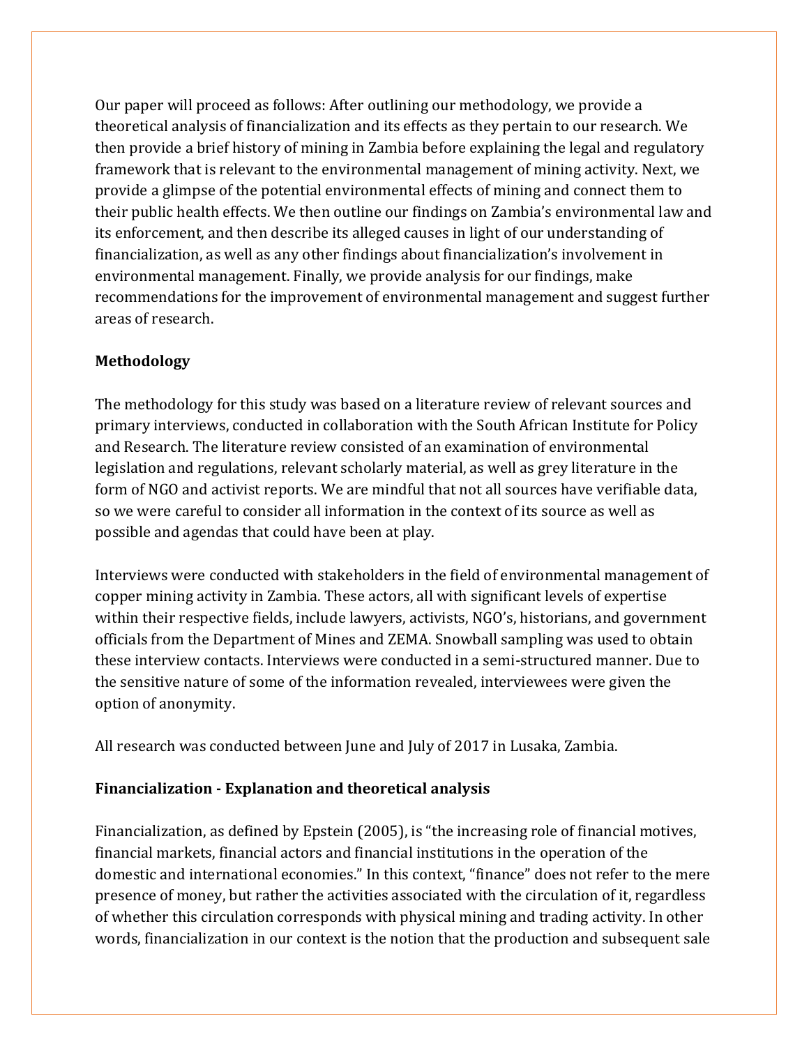Our paper will proceed as follows: After outlining our methodology, we provide a theoretical analysis of financialization and its effects as they pertain to our research. We then provide a brief history of mining in Zambia before explaining the legal and regulatory framework that is relevant to the environmental management of mining activity. Next, we provide a glimpse of the potential environmental effects of mining and connect them to their public health effects. We then outline our findings on Zambia's environmental law and its enforcement, and then describe its alleged causes in light of our understanding of financialization, as well as any other findings about financialization's involvement in environmental management. Finally, we provide analysis for our findings, make recommendations for the improvement of environmental management and suggest further areas of research.

## Methodology

The methodology for this study was based on a literature review of relevant sources and primary interviews, conducted in collaboration with the South African Institute for Policy and Research. The literature review consisted of an examination of environmental legislation and regulations, relevant scholarly material, as well as grey literature in the form of NGO and activist reports. We are mindful that not all sources have verifiable data, so we were careful to consider all information in the context of its source as well as possible and agendas that could have been at play.

Interviews were conducted with stakeholders in the field of environmental management of copper mining activity in Zambia. These actors, all with significant levels of expertise within their respective fields, include lawyers, activists, NGO's, historians, and government officials from the Department of Mines and ZEMA. Snowball sampling was used to obtain these interview contacts. Interviews were conducted in a semi-structured manner. Due to the sensitive nature of some of the information revealed, interviewees were given the option of anonymity.

All research was conducted between June and July of 2017 in Lusaka, Zambia.

## Financialization - Explanation and theoretical analysis

Financialization, as defined by Epstein (2005), is "the increasing role of financial motives, financial markets, financial actors and financial institutions in the operation of the domestic and international economies." In this context, "finance" does not refer to the mere presence of money, but rather the activities associated with the circulation of it, regardless of whether this circulation corresponds with physical mining and trading activity. In other words, financialization in our context is the notion that the production and subsequent sale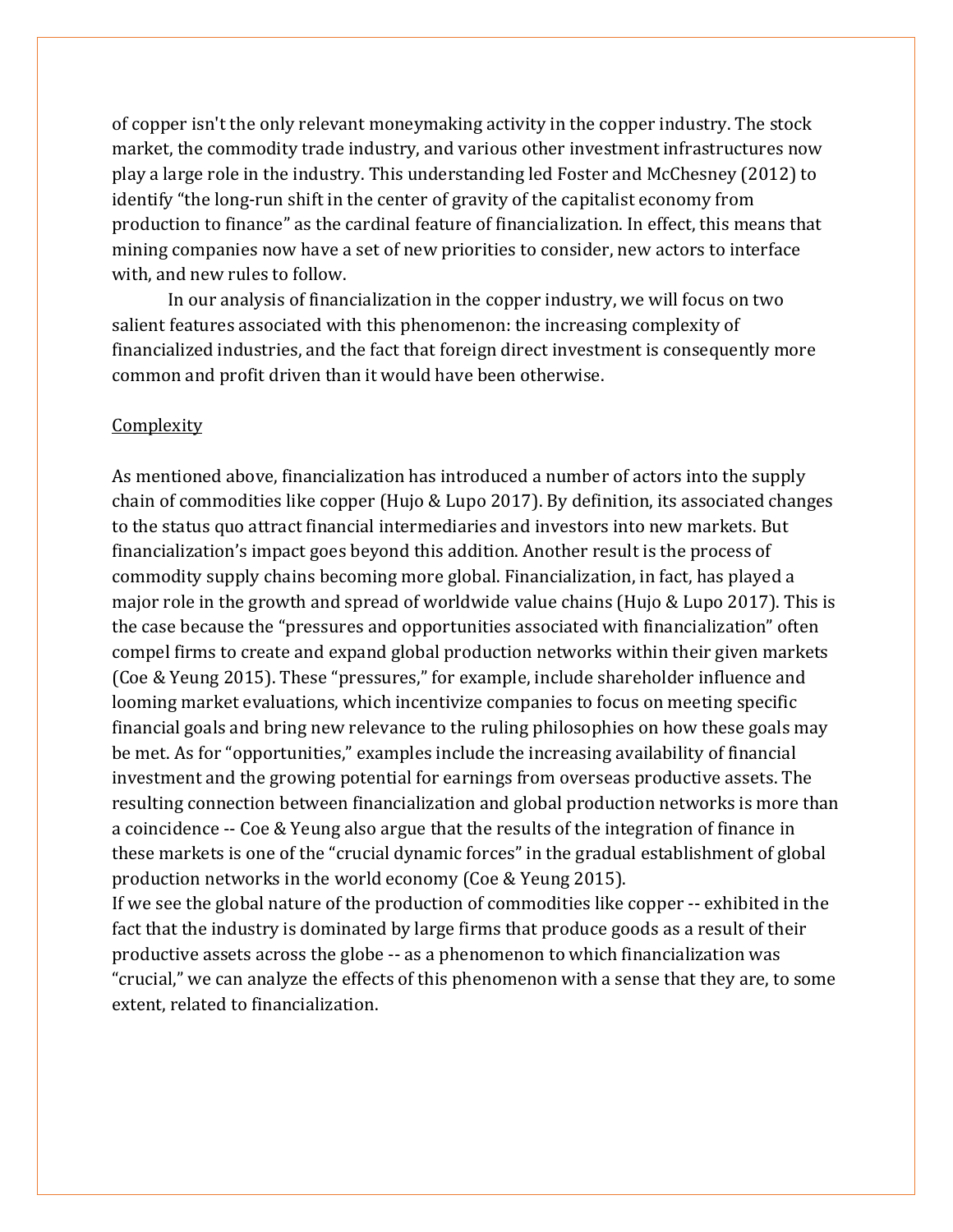of copper isn't the only relevant moneymaking activity in the copper industry. The stock market, the commodity trade industry, and various other investment infrastructures now play a large role in the industry. This understanding led Foster and McChesney (2012) to identify "the long-run shift in the center of gravity of the capitalist economy from production to finance" as the cardinal feature of financialization. In effect, this means that mining companies now have a set of new priorities to consider, new actors to interface with, and new rules to follow.

In our analysis of financialization in the copper industry, we will focus on two salient features associated with this phenomenon: the increasing complexity of financialized industries, and the fact that foreign direct investment is consequently more common and profit driven than it would have been otherwise.

<u>Complexity</u>

As mentioned above, financialization has introduced a number of actors into the supply chain of commodities like copper (Hujo & Lupo 2017). By definition, its associated changes to the status quo attract financial intermediaries and investors into new markets. But financialization's impact goes beyond this addition. Another result is the process of commodity supply chains becoming more global. Financialization, in fact, has played a major role in the growth and spread of worldwide value chains (Hujo & Lupo 2017). This is the case because the "pressures and opportunities associated with financialization" often compel firms to create and expand global production networks within their given markets (Coe & Yeung 2015). These "pressures," for example, include shareholder influence and looming market evaluations, which incentivize companies to focus on meeting specific financial goals and bring new relevance to the ruling philosophies on how these goals may be met. As for "opportunities," examples include the increasing availability of financial investment and the growing potential for earnings from overseas productive assets. The resulting connection between financialization and global production networks is more than a coincidence -- Coe & Yeung also argue that the results of the integration of finance in these markets is one of the "crucial dynamic forces" in the gradual establishment of global production networks in the world economy (Coe & Yeung 2015).

If we see the global nature of the production of commodities like copper -- exhibited in the fact that the industry is dominated by large firms that produce goods as a result of their productive assets across the globe -- as a phenomenon to which financialization was "crucial," we can analyze the effects of this phenomenon with a sense that they are, to some extent, related to financialization.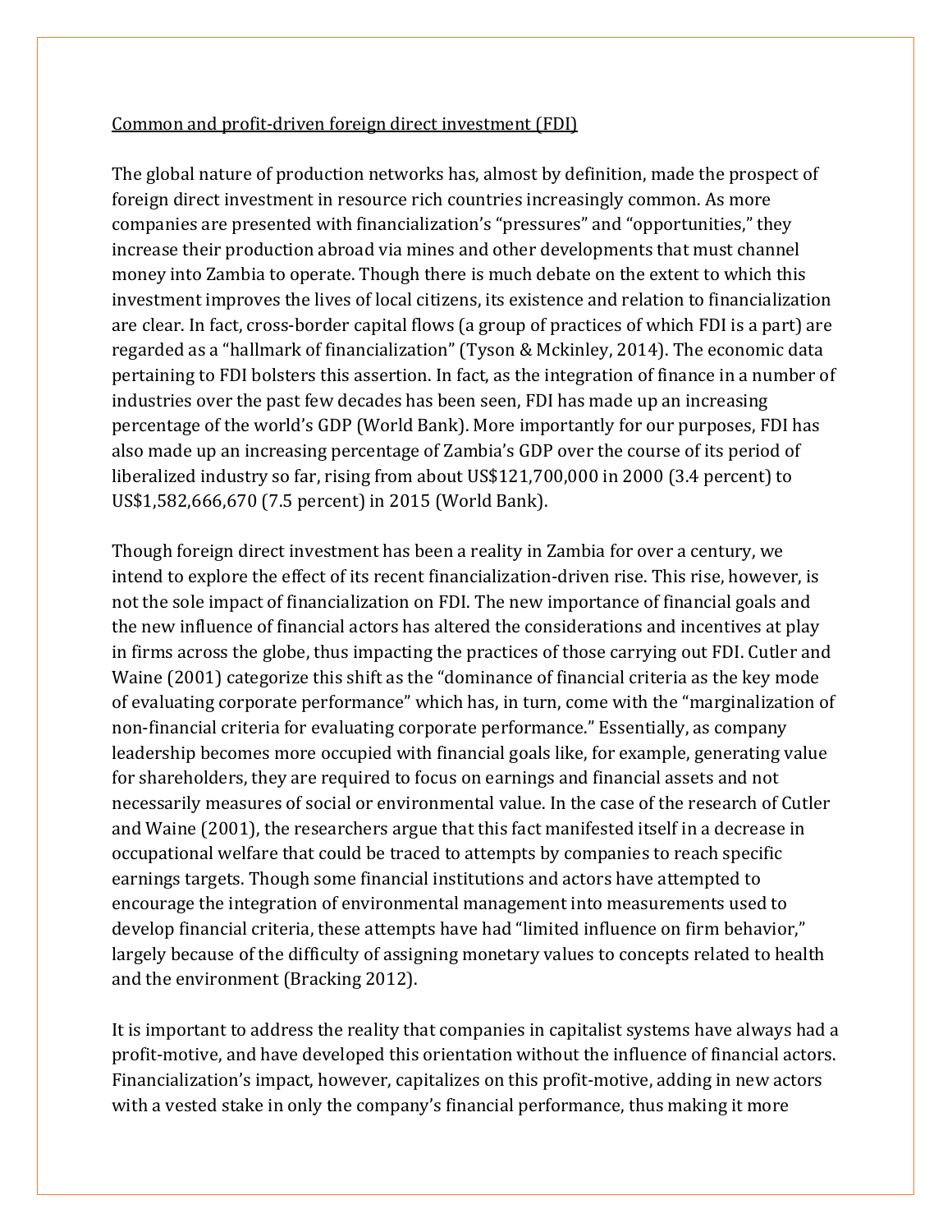Common and profit-driven foreign direct investment (FDI)

The global nature of production networks has, almost by definition, made the prospect of foreign direct investment in resource rich countries increasingly common. As more companies are presented with financialization's "pressures" and "opportunities," they increase their production abroad via mines and other developments that must channel money into Zambia to operate. Though there is much debate on the extent to which this investment improves the lives of local citizens, its existence and relation to financialization are clear. In fact, cross-border capital flows (a group of practices of which FDI is a part) are regarded as a "hallmark of financialization" (Tyson & Mckinley, 2014). The economic data pertaining to FDI bolsters this assertion. In fact, as the integration of finance in a number of industries over the past few decades has been seen, FDI has made up an increasing percentage of the world's GDP (World Bank). More importantly for our purposes, FDI has also made up an increasing percentage of Zambia's GDP over the course of its period of liberalized industry so far, rising from about US$121,700,000 in 2000 (3.4 percent) to US$1,582,666,670 (7.5 percent) in 2015 (World Bank).

Though foreign direct investment has been a reality in Zambia for over a century, we intend to explore the effect of its recent financialization-driven rise. This rise, however, is not the sole impact of financialization on FDI. The new importance of financial goals and the new influence of financial actors has altered the considerations and incentives at play in firms across the globe, thus impacting the practices of those carrying out FDI. Cutler and Waine (2001) categorize this shift as the "dominance of financial criteria as the key mode of evaluating corporate performance" which has, in turn, come with the "marginalization of non-financial criteria for evaluating corporate performance." Essentially, as company leadership becomes more occupied with financial goals like, for example, generating value for shareholders, they are required to focus on earnings and financial assets and not necessarily measures of social or environmental value. In the case of the research of Cutler and Waine (2001), the researchers argue that this fact manifested itself in a decrease in occupational welfare that could be traced to attempts by companies to reach specific earnings targets. Though some financial institutions and actors have attempted to encourage the integration of environmental management into measurements used to develop financial criteria, these attempts have had "limited influence on firm behavior," largely because of the difficulty of assigning monetary values to concepts related to health and the environment (Bracking 2012).

It is important to address the reality that companies in capitalist systems have always had a profit-motive, and have developed this orientation without the influence of financial actors. Financialization's impact, however, capitalizes on this profit-motive, adding in new actors with a vested stake in only the company's financial performance, thus making it more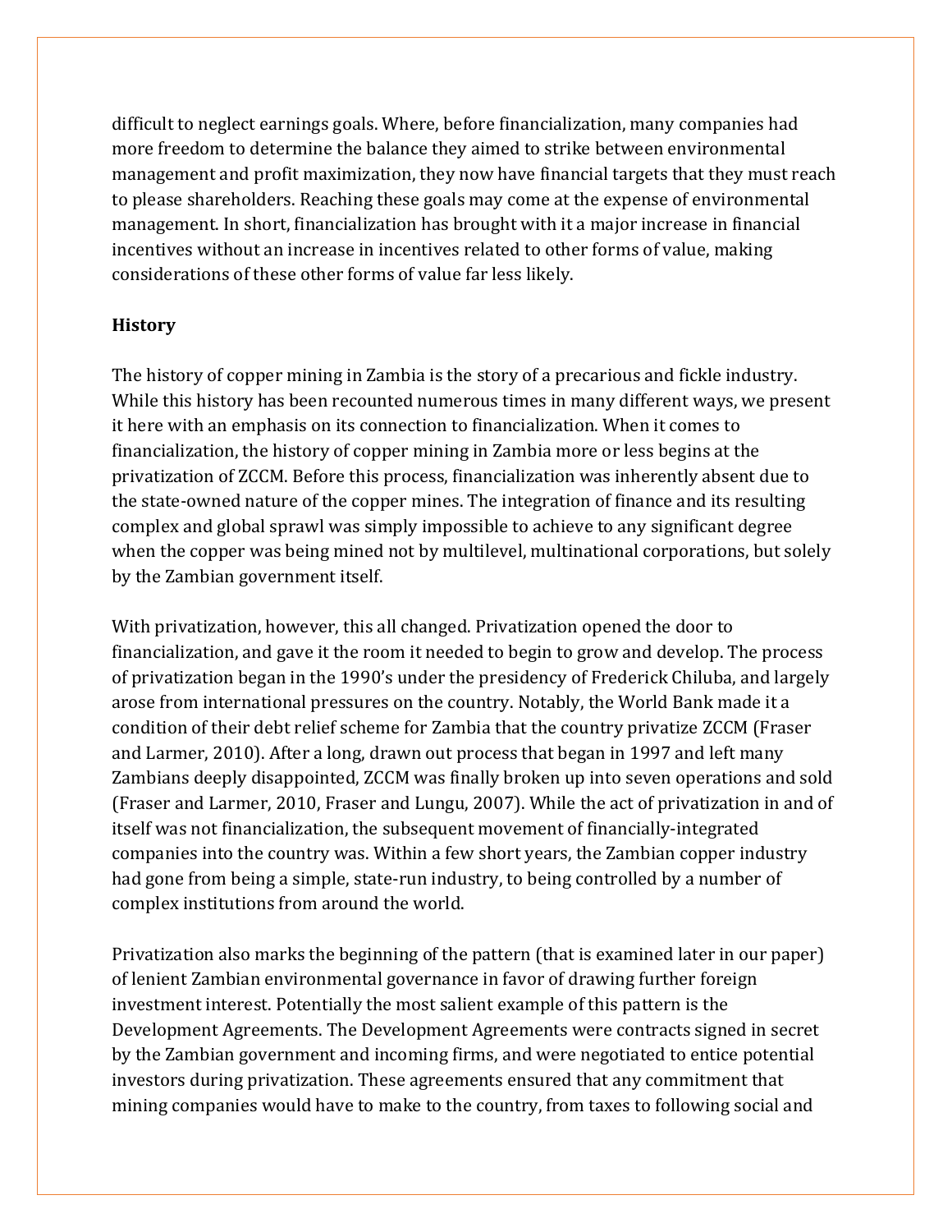difficult to neglect earnings goals. Where, before financialization, many companies had more freedom to determine the balance they aimed to strike between environmental management and profit maximization, they now have financial targets that they must reach to please shareholders. Reaching these goals may come at the expense of environmental management. In short, financialization has brought with it a major increase in financial incentives without an increase in incentives related to other forms of value, making considerations of these other forms of value far less likely.

## History

The history of copper mining in Zambia is the story of a precarious and fickle industry. While this history has been recounted numerous times in many different ways, we present it here with an emphasis on its connection to financialization. When it comes to financialization, the history of copper mining in Zambia more or less begins at the privatization of ZCCM. Before this process, financialization was inherently absent due to the state-owned nature of the copper mines. The integration of finance and its resulting complex and global sprawl was simply impossible to achieve to any significant degree when the copper was being mined not by multilevel, multinational corporations, but solely by the Zambian government itself.

With privatization, however, this all changed. Privatization opened the door to financialization, and gave it the room it needed to begin to grow and develop. The process of privatization began in the 1990's under the presidency of Frederick Chiluba, and largely arose from international pressures on the country. Notably, the World Bank made it a condition of their debt relief scheme for Zambia that the country privatize ZCCM (Fraser and Larmer, 2010). After a long, drawn out process that began in 1997 and left many Zambians deeply disappointed, ZCCM was finally broken up into seven operations and sold (Fraser and Larmer, 2010, Fraser and Lungu, 2007). While the act of privatization in and of itself was not financialization, the subsequent movement of financially-integrated companies into the country was. Within a few short years, the Zambian copper industry had gone from being a simple, state-run industry, to being controlled by a number of complex institutions from around the world.

Privatization also marks the beginning of the pattern (that is examined later in our paper) of lenient Zambian environmental governance in favor of drawing further foreign investment interest. Potentially the most salient example of this pattern is the Development Agreements. The Development Agreements were contracts signed in secret by the Zambian government and incoming firms, and were negotiated to entice potential investors during privatization. These agreements ensured that any commitment that mining companies would have to make to the country, from taxes to following social and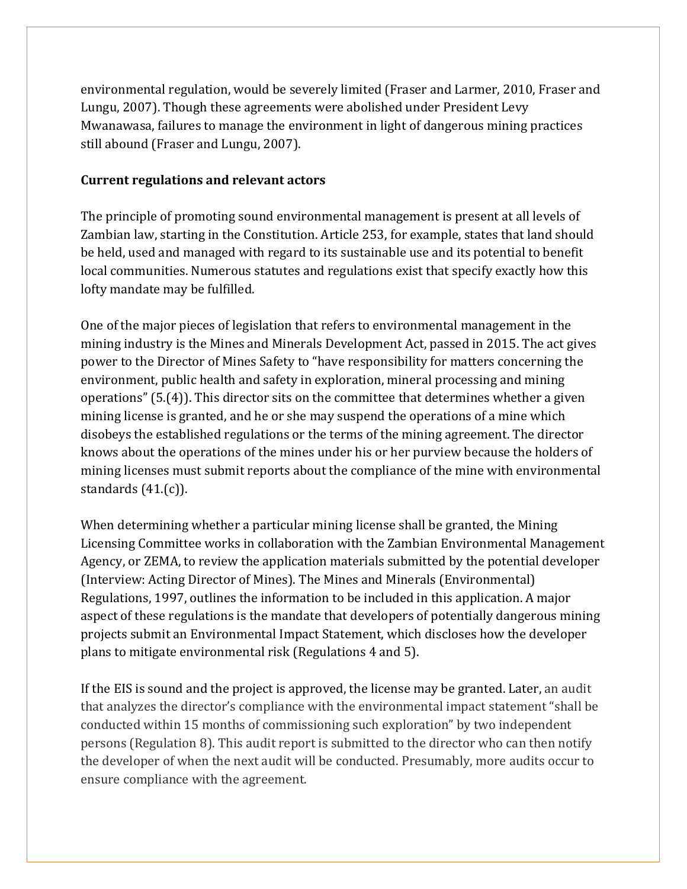environmental regulation, would be severely limited (Fraser and Larmer, 2010, Fraser and Lungu, 2007). Though these agreements were abolished under President Levy Mwanawasa, failures to manage the environment in light of dangerous mining practices still abound (Fraser and Lungu, 2007).

**Current regulations and relevant actors**

The principle of promoting sound environmental management is present at all levels of Zambian law, starting in the Constitution. Article 253, for example, states that land should be held, used and managed with regard to its sustainable use and its potential to benefit local communities. Numerous statutes and regulations exist that specify exactly how this lofty mandate may be fulfilled.

One of the major pieces of legislation that refers to environmental management in the mining industry is the Mines and Minerals Development Act, passed in 2015. The act gives power to the Director of Mines Safety to "have responsibility for matters concerning the environment, public health and safety in exploration, mineral processing and mining operations" (5.(4)). This director sits on the committee that determines whether a given mining license is granted, and he or she may suspend the operations of a mine which disobeys the established regulations or the terms of the mining agreement. The director knows about the operations of the mines under his or her purview because the holders of mining licenses must submit reports about the compliance of the mine with environmental standards (41.(c)).

When determining whether a particular mining license shall be granted, the Mining Licensing Committee works in collaboration with the Zambian Environmental Management Agency, or ZEMA, to review the application materials submitted by the potential developer (Interview: Acting Director of Mines). The Mines and Minerals (Environmental) Regulations, 1997, outlines the information to be included in this application. A major aspect of these regulations is the mandate that developers of potentially dangerous mining projects submit an Environmental Impact Statement, which discloses how the developer plans to mitigate environmental risk (Regulations 4 and 5).

If the EIS is sound and the project is approved, the license may be granted. Later, an audit that analyzes the director's compliance with the environmental impact statement "shall be conducted within 15 months of commissioning such exploration" by two independent persons (Regulation 8). This audit report is submitted to the director who can then notify the developer of when the next audit will be conducted. Presumably, more audits occur to ensure compliance with the agreement.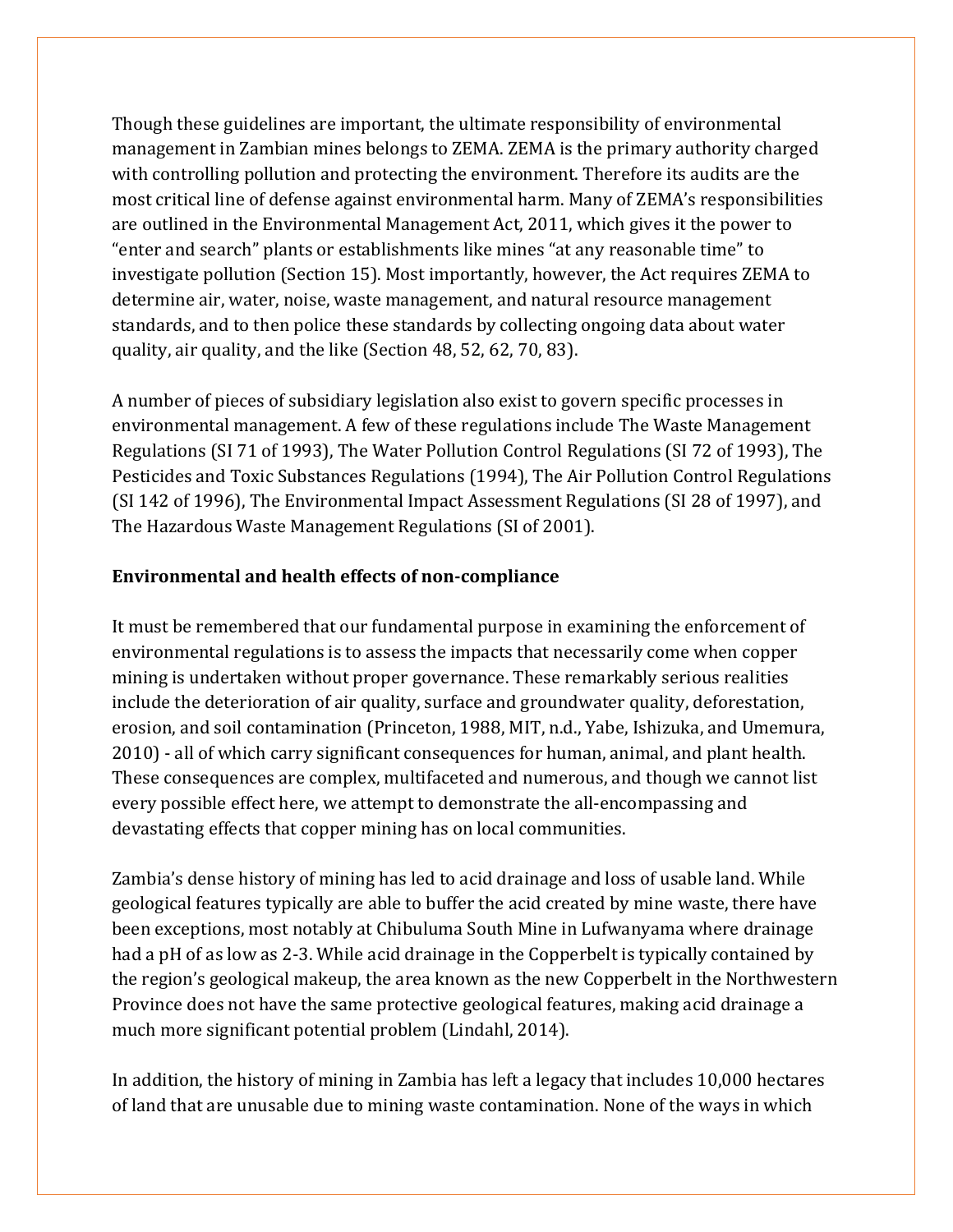Though these guidelines are important, the ultimate responsibility of environmental management in Zambian mines belongs to ZEMA. ZEMA is the primary authority charged with controlling pollution and protecting the environment. Therefore its audits are the most critical line of defense against environmental harm. Many of ZEMA's responsibilities are outlined in the Environmental Management Act, 2011, which gives it the power to "enter and search" plants or establishments like mines "at any reasonable time" to investigate pollution (Section 15). Most importantly, however, the Act requires ZEMA to determine air, water, noise, waste management, and natural resource management standards, and to then police these standards by collecting ongoing data about water quality, air quality, and the like (Section 48, 52, 62, 70, 83).

A number of pieces of subsidiary legislation also exist to govern specific processes in environmental management. A few of these regulations include The Waste Management Regulations (SI 71 of 1993), The Water Pollution Control Regulations (SI 72 of 1993), The Pesticides and Toxic Substances Regulations (1994), The Air Pollution Control Regulations (SI 142 of 1996), The Environmental Impact Assessment Regulations (SI 28 of 1997), and The Hazardous Waste Management Regulations (SI of 2001).

**Environmental and health effects of non-compliance**

It must be remembered that our fundamental purpose in examining the enforcement of environmental regulations is to assess the impacts that necessarily come when copper mining is undertaken without proper governance. These remarkably serious realities include the deterioration of air quality, surface and groundwater quality, deforestation, erosion, and soil contamination (Princeton, 1988, MIT, n.d., Yabe, Ishizuka, and Umemura, 2010) - all of which carry significant consequences for human, animal, and plant health. These consequences are complex, multifaceted and numerous, and though we cannot list every possible effect here, we attempt to demonstrate the all-encompassing and devastating effects that copper mining has on local communities.

Zambia's dense history of mining has led to acid drainage and loss of usable land. While geological features typically are able to buffer the acid created by mine waste, there have been exceptions, most notably at Chibuluma South Mine in Lufwanyama where drainage had a pH of as low as 2-3. While acid drainage in the Copperbelt is typically contained by the region's geological makeup, the area known as the new Copperbelt in the Northwestern Province does not have the same protective geological features, making acid drainage a much more significant potential problem (Lindahl, 2014).

In addition, the history of mining in Zambia has left a legacy that includes 10,000 hectares of land that are unusable due to mining waste contamination. None of the ways in which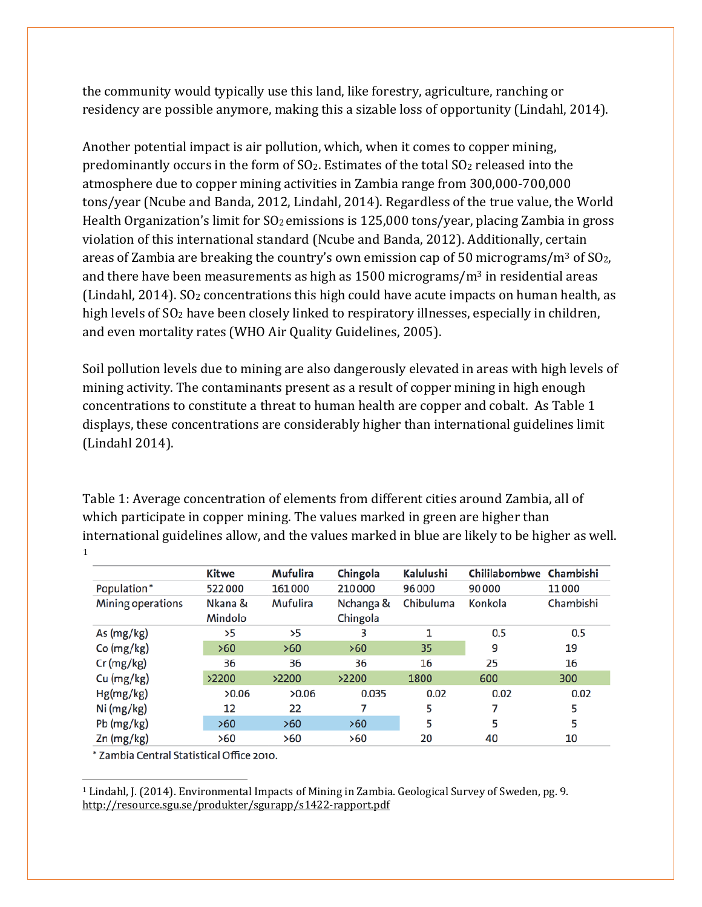the community would typically use this land, like forestry, agriculture, ranching or residency are possible anymore, making this a sizable loss of opportunity (Lindahl, 2014).

Another potential impact is air pollution, which, when it comes to copper mining, predominantly occurs in the form of $SO_2$. Estimates of the total $SO_2$ released into the atmosphere due to copper mining activities in Zambia range from 300,000-700,000 tons/year (Ncube and Banda, 2012, Lindahl, 2014). Regardless of the true value, the World Health Organization's limit for $SO_2$ emissions is 125,000 tons/year, placing Zambia in gross violation of this international standard (Ncube and Banda, 2012). Additionally, certain areas of Zambia are breaking the country's own emission cap of 50 micrograms/$m^3$ of $SO_2$, and there have been measurements as high as 1500 micrograms/$m^3$ in residential areas (Lindahl, 2014). $SO_2$ concentrations this high could have acute impacts on human health, as high levels of $SO_2$ have been closely linked to respiratory illnesses, especially in children, and even mortality rates (WHO Air Quality Guidelines, 2005).

Soil pollution levels due to mining are also dangerously elevated in areas with high levels of mining activity. The contaminants present as a result of copper mining in high enough concentrations to constitute a threat to human health are copper and cobalt. As Table 1 displays, these concentrations are considerably higher than international guidelines limit (Lindahl 2014).

Table 1: Average concentration of elements from different cities around Zambia, all of which participate in copper mining. The values marked in green are higher than international guidelines allow, and the values marked in blue are likely to be higher as well. [1]

| | Kitwe | Mufulira | Chingola | Kalulushi | Chililabombwe | Chambishi |
|---|---|---|---|---|---|---|
| Population* | 522 000 | 161 000 | 210 000 | 96 000 | 90 000 | 11 000 |
| Mining operations | Nkana & Mindolo | Mufulira | Nchanga & Chingola | Chibuluma | Konkola | Chambishi |
| As (mg/kg) | >5 | >5 | 3 | 1 | 0.5 | 0.5 |
| Co (mg/kg) | >60 | >60 | >60 | 35 | 9 | 19 |
| Cr (mg/kg) | 36 | 36 | 36 | 16 | 25 | 16 |
| Cu (mg/kg) | >2200 | >2200 | >2200 | 1800 | 600 | 300 |
| Hg(mg/kg) | >0.06 | >0.06 | 0.035 | 0.02 | 0.02 | 0.02 |
| Ni (mg/kg) | 12 | 22 | 7 | 5 | 7 | 5 |
| Pb (mg/kg) | >60 | >60 | >60 | 5 | 5 | 5 |
| Zn (mg/kg) | >60 | >60 | >60 | 20 | 40 | 10 |

* Zambia Central Statistical Office 2010.

[1] Lindahl, J. (2014). Environmental Impacts of Mining in Zambia. Geological Survey of Sweden, pg. 9. http://resource.sgu.se/produkter/sgurapp/s1422-rapport.pdf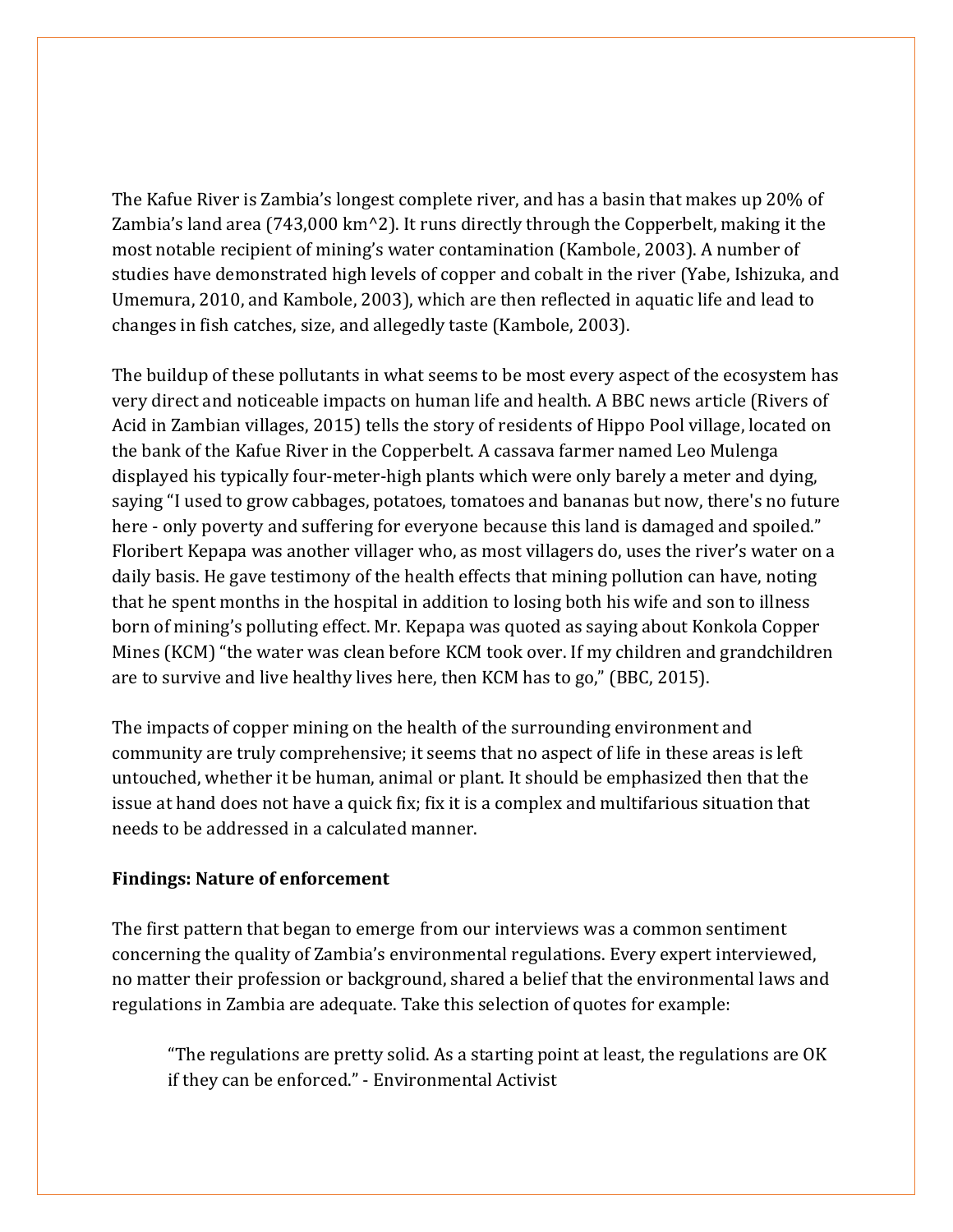The Kafue River is Zambia's longest complete river, and has a basin that makes up 20% of Zambia's land area (743,000 km^2). It runs directly through the Copperbelt, making it the most notable recipient of mining's water contamination (Kambole, 2003). A number of studies have demonstrated high levels of copper and cobalt in the river (Yabe, Ishizuka, and Umemura, 2010, and Kambole, 2003), which are then reflected in aquatic life and lead to changes in fish catches, size, and allegedly taste (Kambole, 2003).

The buildup of these pollutants in what seems to be most every aspect of the ecosystem has very direct and noticeable impacts on human life and health. A BBC news article (Rivers of Acid in Zambian villages, 2015) tells the story of residents of Hippo Pool village, located on the bank of the Kafue River in the Copperbelt. A cassava farmer named Leo Mulenga displayed his typically four-meter-high plants which were only barely a meter and dying, saying "I used to grow cabbages, potatoes, tomatoes and bananas but now, there's no future here - only poverty and suffering for everyone because this land is damaged and spoiled." Floribert Kepapa was another villager who, as most villagers do, uses the river's water on a daily basis. He gave testimony of the health effects that mining pollution can have, noting that he spent months in the hospital in addition to losing both his wife and son to illness born of mining's polluting effect. Mr. Kepapa was quoted as saying about Konkola Copper Mines (KCM) "the water was clean before KCM took over. If my children and grandchildren are to survive and live healthy lives here, then KCM has to go," (BBC, 2015).

The impacts of copper mining on the health of the surrounding environment and community are truly comprehensive; it seems that no aspect of life in these areas is left untouched, whether it be human, animal or plant. It should be emphasized then that the issue at hand does not have a quick fix; fix it is a complex and multifarious situation that needs to be addressed in a calculated manner.

**Findings: Nature of enforcement**

The first pattern that began to emerge from our interviews was a common sentiment concerning the quality of Zambia's environmental regulations. Every expert interviewed, no matter their profession or background, shared a belief that the environmental laws and regulations in Zambia are adequate. Take this selection of quotes for example:

> "The regulations are pretty solid. As a starting point at least, the regulations are OK if they can be enforced." - Environmental Activist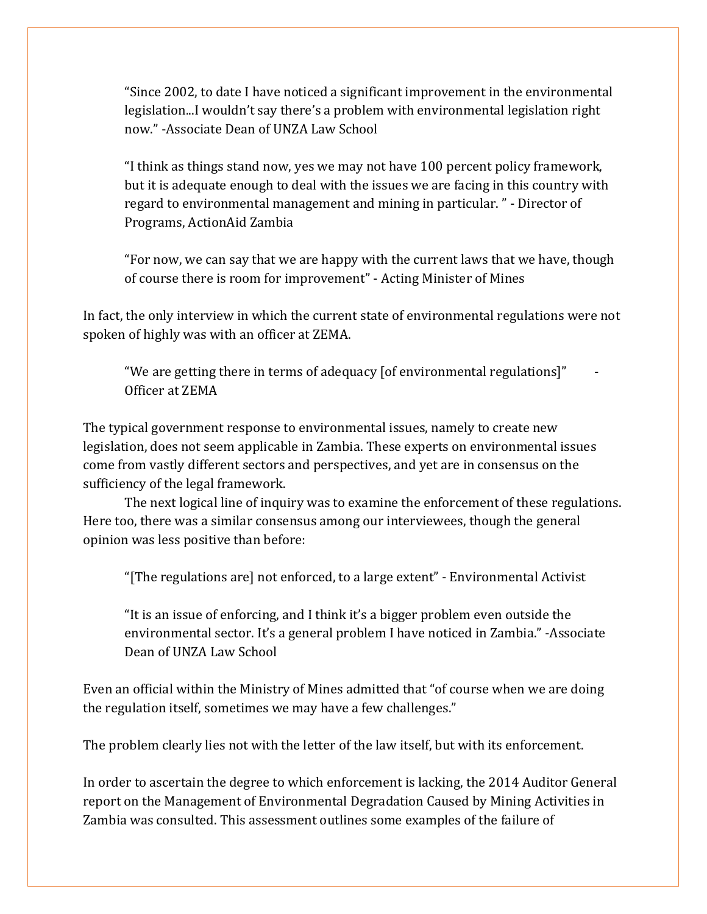> "Since 2002, to date I have noticed a significant improvement in the environmental legislation...I wouldn't say there's a problem with environmental legislation right now." -Associate Dean of UNZA Law School

> "I think as things stand now, yes we may not have 100 percent policy framework, but it is adequate enough to deal with the issues we are facing in this country with regard to environmental management and mining in particular. " - Director of Programs, ActionAid Zambia

> "For now, we can say that we are happy with the current laws that we have, though of course there is room for improvement" - Acting Minister of Mines

In fact, the only interview in which the current state of environmental regulations were not spoken of highly was with an officer at ZEMA.

> "We are getting there in terms of adequacy [of environmental regulations]" - Officer at ZEMA

The typical government response to environmental issues, namely to create new legislation, does not seem applicable in Zambia. These experts on environmental issues come from vastly different sectors and perspectives, and yet are in consensus on the sufficiency of the legal framework.

The next logical line of inquiry was to examine the enforcement of these regulations. Here too, there was a similar consensus among our interviewees, though the general opinion was less positive than before:

> "[The regulations are] not enforced, to a large extent" - Environmental Activist

> "It is an issue of enforcing, and I think it's a bigger problem even outside the environmental sector. It's a general problem I have noticed in Zambia." -Associate Dean of UNZA Law School

Even an official within the Ministry of Mines admitted that "of course when we are doing the regulation itself, sometimes we may have a few challenges."

The problem clearly lies not with the letter of the law itself, but with its enforcement.

In order to ascertain the degree to which enforcement is lacking, the 2014 Auditor General report on the Management of Environmental Degradation Caused by Mining Activities in Zambia was consulted. This assessment outlines some examples of the failure of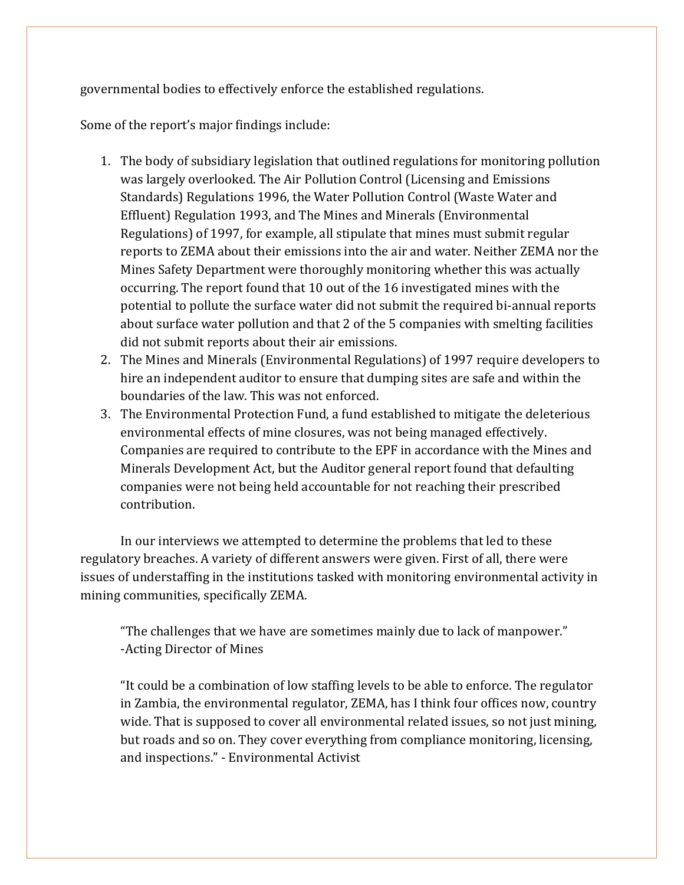governmental bodies to effectively enforce the established regulations.

Some of the report's major findings include:

1. The body of subsidiary legislation that outlined regulations for monitoring pollution was largely overlooked. The Air Pollution Control (Licensing and Emissions Standards) Regulations 1996, the Water Pollution Control (Waste Water and Effluent) Regulation 1993, and The Mines and Minerals (Environmental Regulations) of 1997, for example, all stipulate that mines must submit regular reports to ZEMA about their emissions into the air and water. Neither ZEMA nor the Mines Safety Department were thoroughly monitoring whether this was actually occurring. The report found that 10 out of the 16 investigated mines with the potential to pollute the surface water did not submit the required bi-annual reports about surface water pollution and that 2 of the 5 companies with smelting facilities did not submit reports about their air emissions.
2. The Mines and Minerals (Environmental Regulations) of 1997 require developers to hire an independent auditor to ensure that dumping sites are safe and within the boundaries of the law. This was not enforced.
3. The Environmental Protection Fund, a fund established to mitigate the deleterious environmental effects of mine closures, was not being managed effectively. Companies are required to contribute to the EPF in accordance with the Mines and Minerals Development Act, but the Auditor general report found that defaulting companies were not being held accountable for not reaching their prescribed contribution.

In our interviews we attempted to determine the problems that led to these regulatory breaches. A variety of different answers were given. First of all, there were issues of understaffing in the institutions tasked with monitoring environmental activity in mining communities, specifically ZEMA.

> "The challenges that we have are sometimes mainly due to lack of manpower."
> -Acting Director of Mines

> "It could be a combination of low staffing levels to be able to enforce. The regulator in Zambia, the environmental regulator, ZEMA, has I think four offices now, country wide. That is supposed to cover all environmental related issues, so not just mining, but roads and so on. They cover everything from compliance monitoring, licensing, and inspections." - Environmental Activist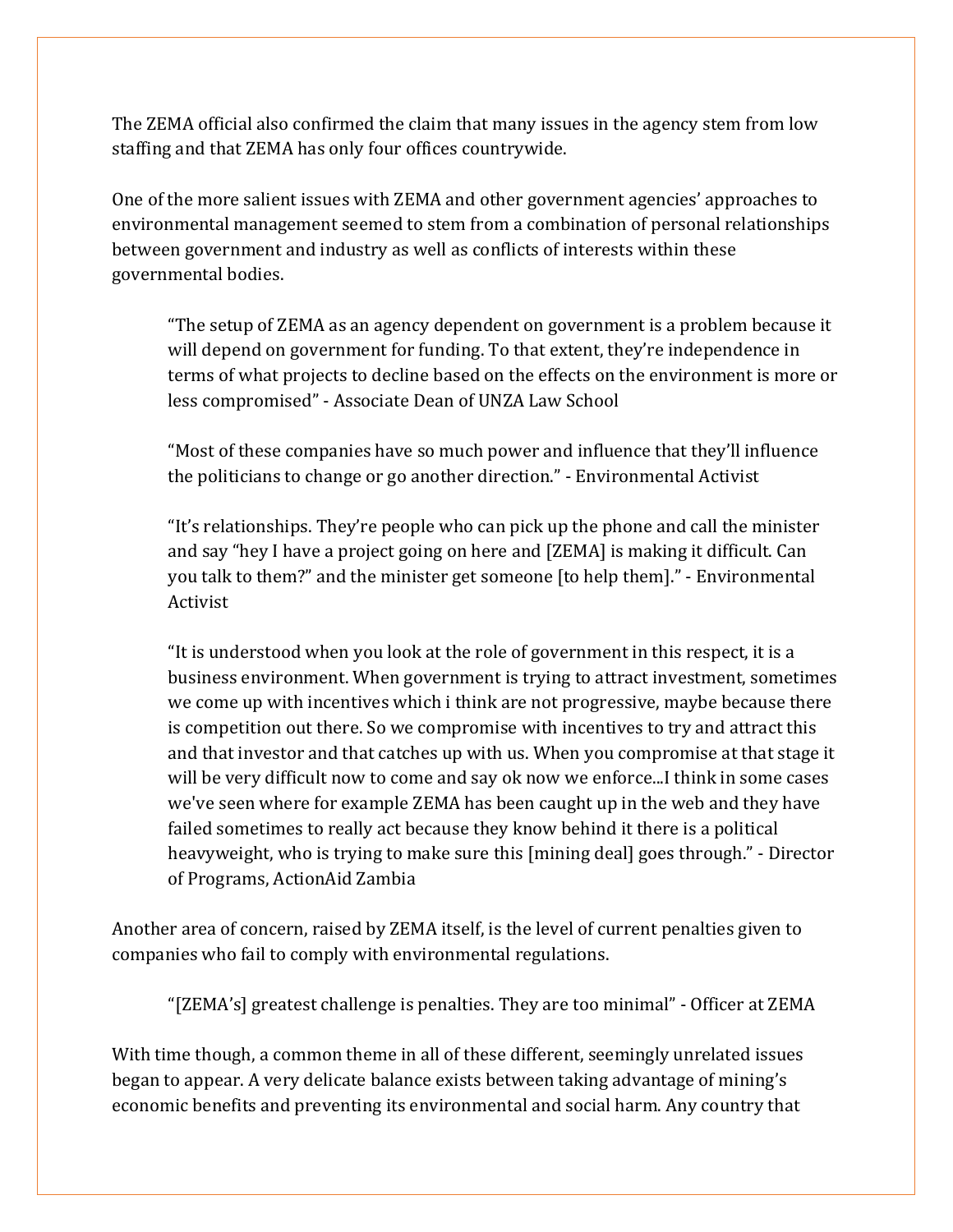The ZEMA official also confirmed the claim that many issues in the agency stem from low staffing and that ZEMA has only four offices countrywide.

One of the more salient issues with ZEMA and other government agencies' approaches to environmental management seemed to stem from a combination of personal relationships between government and industry as well as conflicts of interests within these governmental bodies.

> "The setup of ZEMA as an agency dependent on government is a problem because it will depend on government for funding. To that extent, they're independence in terms of what projects to decline based on the effects on the environment is more or less compromised" - Associate Dean of UNZA Law School

> "Most of these companies have so much power and influence that they'll influence the politicians to change or go another direction." - Environmental Activist

> "It's relationships. They're people who can pick up the phone and call the minister and say "hey I have a project going on here and [ZEMA] is making it difficult. Can you talk to them?" and the minister get someone [to help them]." - Environmental Activist

> "It is understood when you look at the role of government in this respect, it is a business environment. When government is trying to attract investment, sometimes we come up with incentives which i think are not progressive, maybe because there is competition out there. So we compromise with incentives to try and attract this and that investor and that catches up with us. When you compromise at that stage it will be very difficult now to come and say ok now we enforce...I think in some cases we've seen where for example ZEMA has been caught up in the web and they have failed sometimes to really act because they know behind it there is a political heavyweight, who is trying to make sure this [mining deal] goes through." - Director of Programs, ActionAid Zambia

Another area of concern, raised by ZEMA itself, is the level of current penalties given to companies who fail to comply with environmental regulations.

> "[ZEMA's] greatest challenge is penalties. They are too minimal" - Officer at ZEMA

With time though, a common theme in all of these different, seemingly unrelated issues began to appear. A very delicate balance exists between taking advantage of mining's economic benefits and preventing its environmental and social harm. Any country that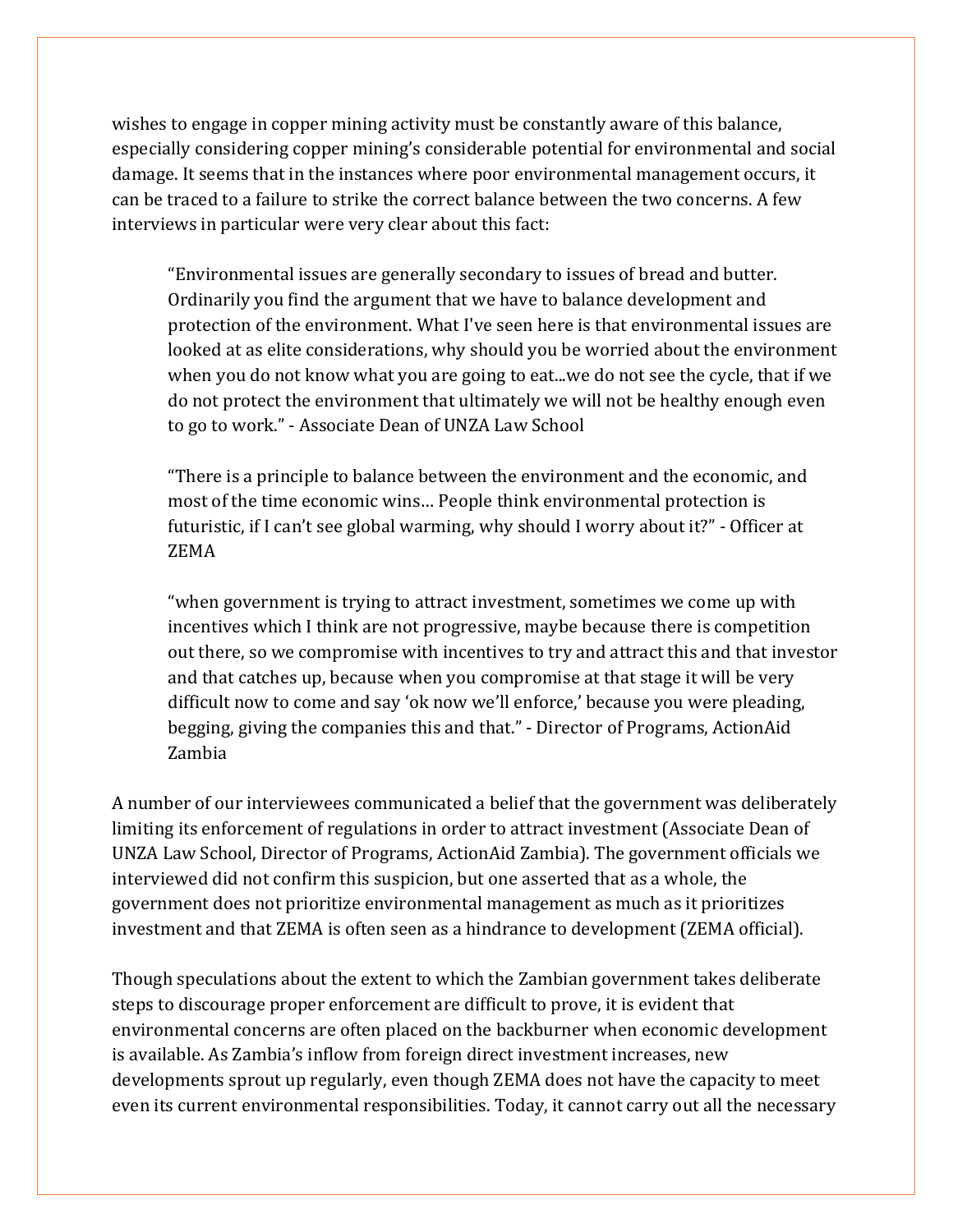wishes to engage in copper mining activity must be constantly aware of this balance, especially considering copper mining's considerable potential for environmental and social damage. It seems that in the instances where poor environmental management occurs, it can be traced to a failure to strike the correct balance between the two concerns. A few interviews in particular were very clear about this fact:

> "Environmental issues are generally secondary to issues of bread and butter. Ordinarily you find the argument that we have to balance development and protection of the environment. What I've seen here is that environmental issues are looked at as elite considerations, why should you be worried about the environment when you do not know what you are going to eat...we do not see the cycle, that if we do not protect the environment that ultimately we will not be healthy enough even to go to work." - Associate Dean of UNZA Law School

> "There is a principle to balance between the environment and the economic, and most of the time economic wins... People think environmental protection is futuristic, if I can't see global warming, why should I worry about it?" - Officer at ZEMA

> "when government is trying to attract investment, sometimes we come up with incentives which I think are not progressive, maybe because there is competition out there, so we compromise with incentives to try and attract this and that investor and that catches up, because when you compromise at that stage it will be very difficult now to come and say 'ok now we'll enforce,' because you were pleading, begging, giving the companies this and that." - Director of Programs, ActionAid Zambia

A number of our interviewees communicated a belief that the government was deliberately limiting its enforcement of regulations in order to attract investment (Associate Dean of UNZA Law School, Director of Programs, ActionAid Zambia). The government officials we interviewed did not confirm this suspicion, but one asserted that as a whole, the government does not prioritize environmental management as much as it prioritizes investment and that ZEMA is often seen as a hindrance to development (ZEMA official).

Though speculations about the extent to which the Zambian government takes deliberate steps to discourage proper enforcement are difficult to prove, it is evident that environmental concerns are often placed on the backburner when economic development is available. As Zambia's inflow from foreign direct investment increases, new developments sprout up regularly, even though ZEMA does not have the capacity to meet even its current environmental responsibilities. Today, it cannot carry out all the necessary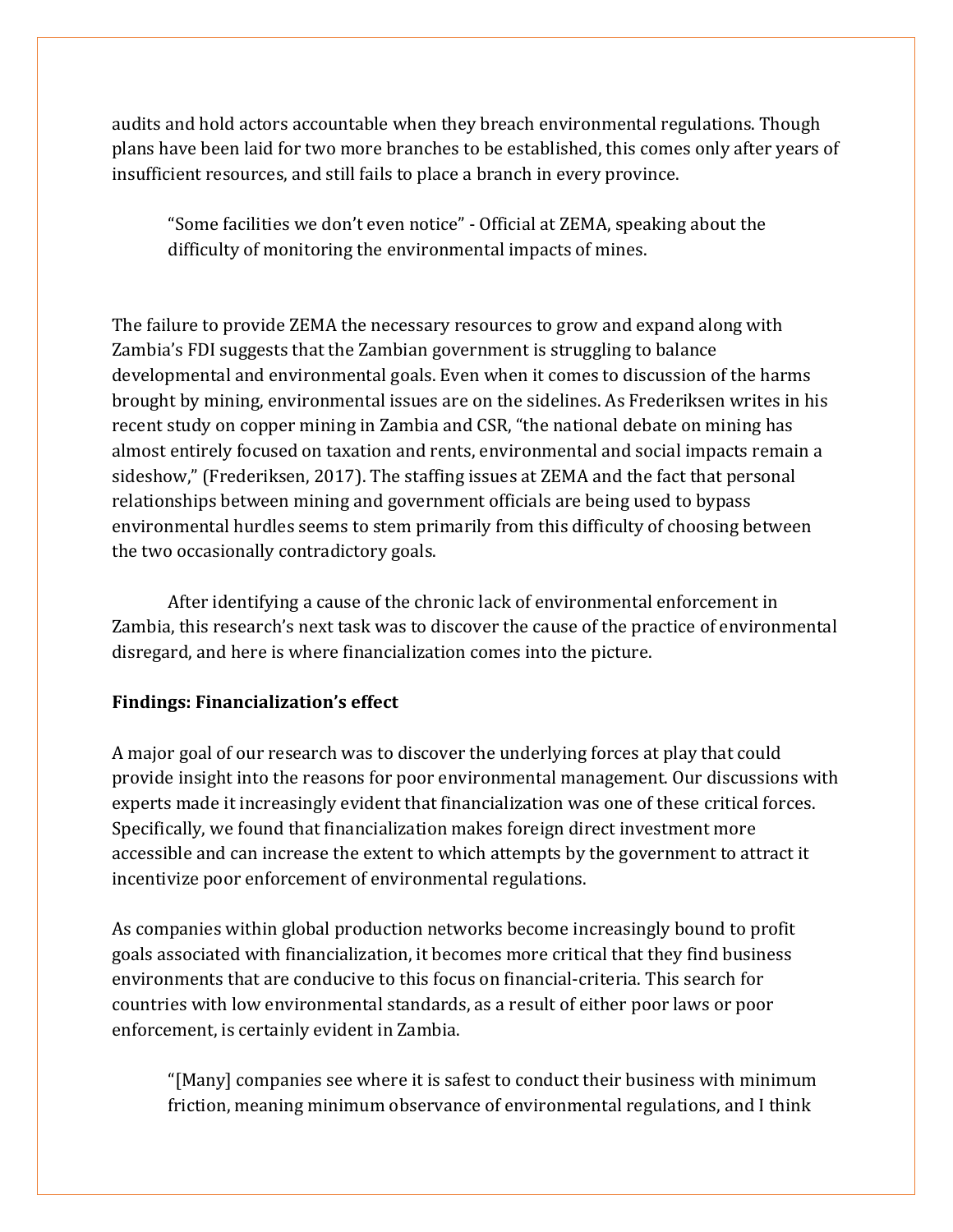audits and hold actors accountable when they breach environmental regulations. Though plans have been laid for two more branches to be established, this comes only after years of insufficient resources, and still fails to place a branch in every province.

> "Some facilities we don't even notice" - Official at ZEMA, speaking about the difficulty of monitoring the environmental impacts of mines.

The failure to provide ZEMA the necessary resources to grow and expand along with Zambia's FDI suggests that the Zambian government is struggling to balance developmental and environmental goals. Even when it comes to discussion of the harms brought by mining, environmental issues are on the sidelines. As Frederiksen writes in his recent study on copper mining in Zambia and CSR, "the national debate on mining has almost entirely focused on taxation and rents, environmental and social impacts remain a sideshow," (Frederiksen, 2017). The staffing issues at ZEMA and the fact that personal relationships between mining and government officials are being used to bypass environmental hurdles seems to stem primarily from this difficulty of choosing between the two occasionally contradictory goals.

After identifying a cause of the chronic lack of environmental enforcement in Zambia, this research's next task was to discover the cause of the practice of environmental disregard, and here is where financialization comes into the picture.

**Findings: Financialization's effect**

A major goal of our research was to discover the underlying forces at play that could provide insight into the reasons for poor environmental management. Our discussions with experts made it increasingly evident that financialization was one of these critical forces. Specifically, we found that financialization makes foreign direct investment more accessible and can increase the extent to which attempts by the government to attract it incentivize poor enforcement of environmental regulations.

As companies within global production networks become increasingly bound to profit goals associated with financialization, it becomes more critical that they find business environments that are conducive to this focus on financial-criteria. This search for countries with low environmental standards, as a result of either poor laws or poor enforcement, is certainly evident in Zambia.

> "[Many] companies see where it is safest to conduct their business with minimum friction, meaning minimum observance of environmental regulations, and I think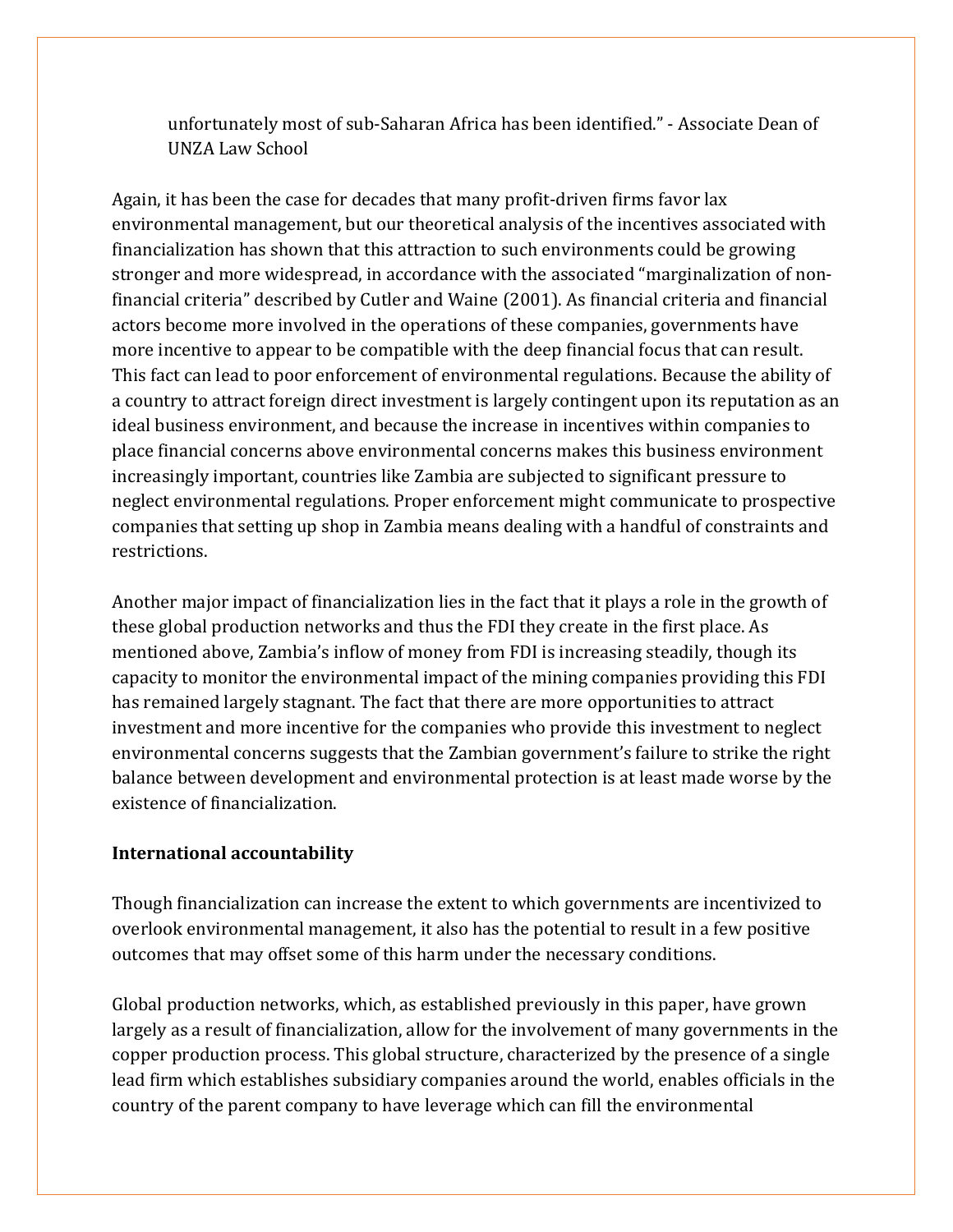> unfortunately most of sub-Saharan Africa has been identified." - Associate Dean of UNZA Law School

Again, it has been the case for decades that many profit-driven firms favor lax environmental management, but our theoretical analysis of the incentives associated with financialization has shown that this attraction to such environments could be growing stronger and more widespread, in accordance with the associated "marginalization of non-financial criteria" described by Cutler and Waine (2001). As financial criteria and financial actors become more involved in the operations of these companies, governments have more incentive to appear to be compatible with the deep financial focus that can result. This fact can lead to poor enforcement of environmental regulations. Because the ability of a country to attract foreign direct investment is largely contingent upon its reputation as an ideal business environment, and because the increase in incentives within companies to place financial concerns above environmental concerns makes this business environment increasingly important, countries like Zambia are subjected to significant pressure to neglect environmental regulations. Proper enforcement might communicate to prospective companies that setting up shop in Zambia means dealing with a handful of constraints and restrictions.

Another major impact of financialization lies in the fact that it plays a role in the growth of these global production networks and thus the FDI they create in the first place. As mentioned above, Zambia's inflow of money from FDI is increasing steadily, though its capacity to monitor the environmental impact of the mining companies providing this FDI has remained largely stagnant. The fact that there are more opportunities to attract investment and more incentive for the companies who provide this investment to neglect environmental concerns suggests that the Zambian government's failure to strike the right balance between development and environmental protection is at least made worse by the existence of financialization.

**International accountability**

Though financialization can increase the extent to which governments are incentivized to overlook environmental management, it also has the potential to result in a few positive outcomes that may offset some of this harm under the necessary conditions.

Global production networks, which, as established previously in this paper, have grown largely as a result of financialization, allow for the involvement of many governments in the copper production process. This global structure, characterized by the presence of a single lead firm which establishes subsidiary companies around the world, enables officials in the country of the parent company to have leverage which can fill the environmental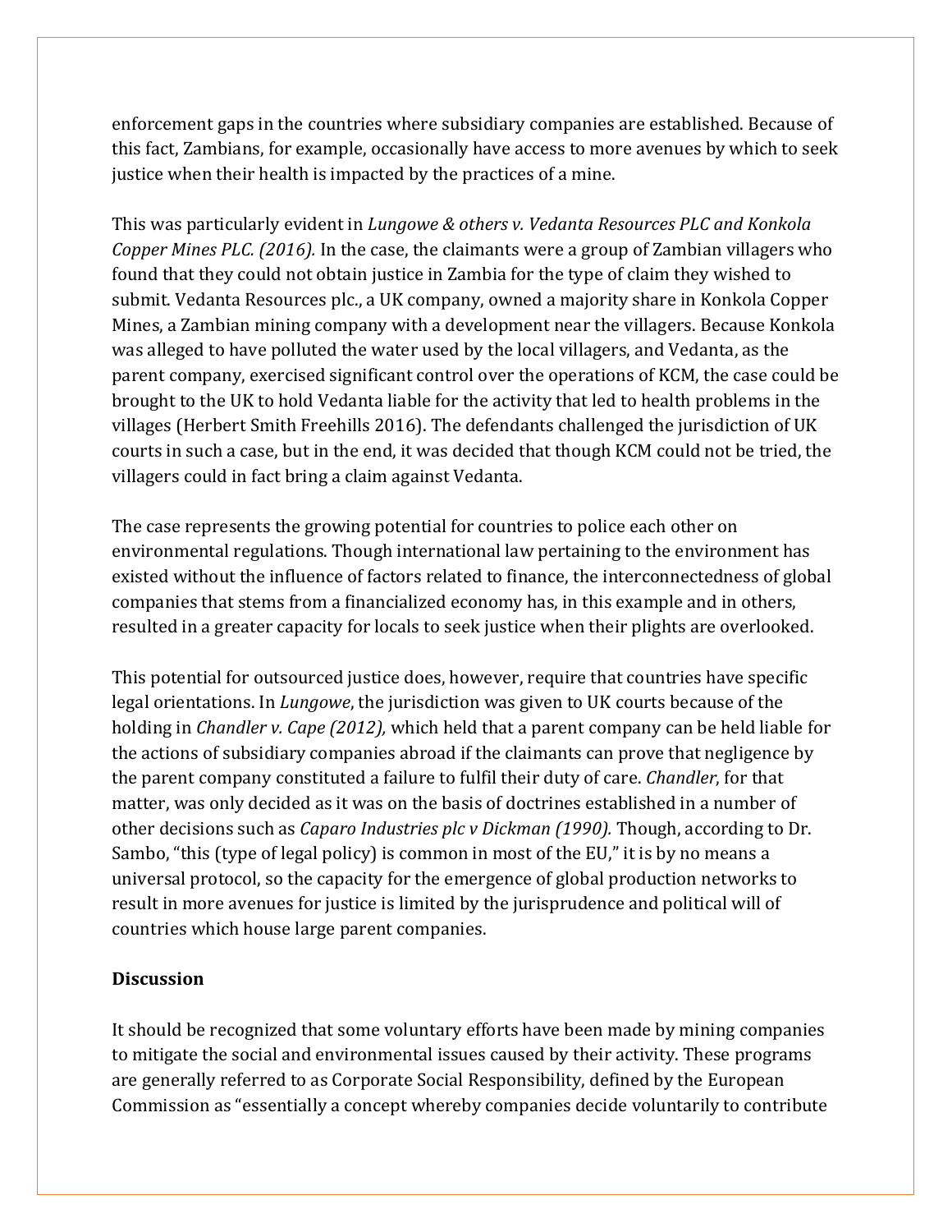enforcement gaps in the countries where subsidiary companies are established. Because of this fact, Zambians, for example, occasionally have access to more avenues by which to seek justice when their health is impacted by the practices of a mine.

This was particularly evident in *Lungowe & others v. Vedanta Resources PLC and Konkola Copper Mines PLC. (2016).* In the case, the claimants were a group of Zambian villagers who found that they could not obtain justice in Zambia for the type of claim they wished to submit. Vedanta Resources plc., a UK company, owned a majority share in Konkola Copper Mines, a Zambian mining company with a development near the villagers. Because Konkola was alleged to have polluted the water used by the local villagers, and Vedanta, as the parent company, exercised significant control over the operations of KCM, the case could be brought to the UK to hold Vedanta liable for the activity that led to health problems in the villages (Herbert Smith Freehills 2016). The defendants challenged the jurisdiction of UK courts in such a case, but in the end, it was decided that though KCM could not be tried, the villagers could in fact bring a claim against Vedanta.

The case represents the growing potential for countries to police each other on environmental regulations. Though international law pertaining to the environment has existed without the influence of factors related to finance, the interconnectedness of global companies that stems from a financialized economy has, in this example and in others, resulted in a greater capacity for locals to seek justice when their plights are overlooked.

This potential for outsourced justice does, however, require that countries have specific legal orientations. In *Lungowe*, the jurisdiction was given to UK courts because of the holding in *Chandler v. Cape (2012),* which held that a parent company can be held liable for the actions of subsidiary companies abroad if the claimants can prove that negligence by the parent company constituted a failure to fulfil their duty of care. *Chandler*, for that matter, was only decided as it was on the basis of doctrines established in a number of other decisions such as *Caparo Industries plc v Dickman (1990).* Though, according to Dr. Sambo, "this (type of legal policy) is common in most of the EU," it is by no means a universal protocol, so the capacity for the emergence of global production networks to result in more avenues for justice is limited by the jurisprudence and political will of countries which house large parent companies.

## Discussion

It should be recognized that some voluntary efforts have been made by mining companies to mitigate the social and environmental issues caused by their activity. These programs are generally referred to as Corporate Social Responsibility, defined by the European Commission as "essentially a concept whereby companies decide voluntarily to contribute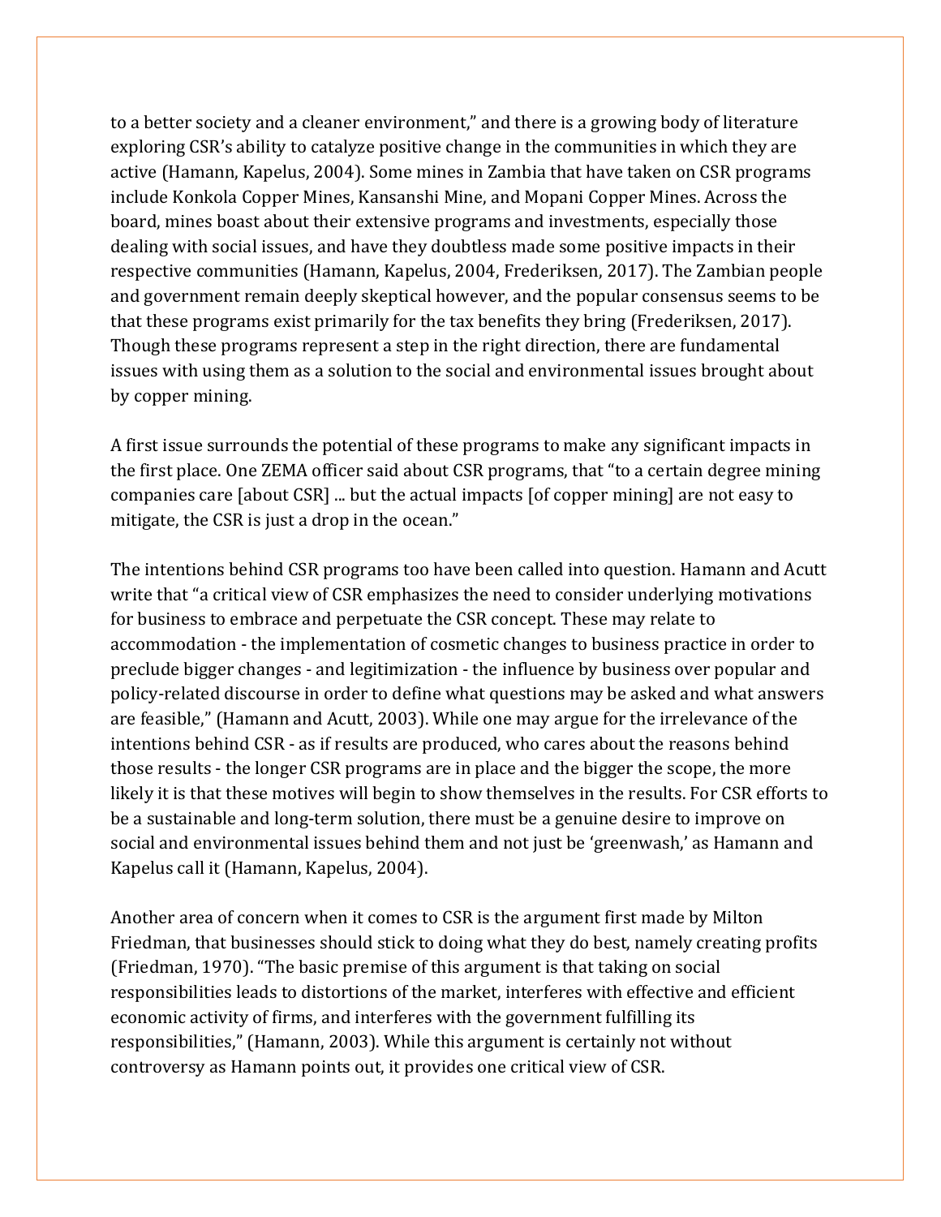to a better society and a cleaner environment," and there is a growing body of literature exploring CSR's ability to catalyze positive change in the communities in which they are active (Hamann, Kapelus, 2004). Some mines in Zambia that have taken on CSR programs include Konkola Copper Mines, Kansanshi Mine, and Mopani Copper Mines. Across the board, mines boast about their extensive programs and investments, especially those dealing with social issues, and have they doubtless made some positive impacts in their respective communities (Hamann, Kapelus, 2004, Frederiksen, 2017). The Zambian people and government remain deeply skeptical however, and the popular consensus seems to be that these programs exist primarily for the tax benefits they bring (Frederiksen, 2017). Though these programs represent a step in the right direction, there are fundamental issues with using them as a solution to the social and environmental issues brought about by copper mining.

A first issue surrounds the potential of these programs to make any significant impacts in the first place. One ZEMA officer said about CSR programs, that "to a certain degree mining companies care [about CSR] ... but the actual impacts [of copper mining] are not easy to mitigate, the CSR is just a drop in the ocean."

The intentions behind CSR programs too have been called into question. Hamann and Acutt write that "a critical view of CSR emphasizes the need to consider underlying motivations for business to embrace and perpetuate the CSR concept. These may relate to accommodation - the implementation of cosmetic changes to business practice in order to preclude bigger changes - and legitimization - the influence by business over popular and policy-related discourse in order to define what questions may be asked and what answers are feasible," (Hamann and Acutt, 2003). While one may argue for the irrelevance of the intentions behind CSR - as if results are produced, who cares about the reasons behind those results - the longer CSR programs are in place and the bigger the scope, the more likely it is that these motives will begin to show themselves in the results. For CSR efforts to be a sustainable and long-term solution, there must be a genuine desire to improve on social and environmental issues behind them and not just be 'greenwash,' as Hamann and Kapelus call it (Hamann, Kapelus, 2004).

Another area of concern when it comes to CSR is the argument first made by Milton Friedman, that businesses should stick to doing what they do best, namely creating profits (Friedman, 1970). "The basic premise of this argument is that taking on social responsibilities leads to distortions of the market, interferes with effective and efficient economic activity of firms, and interferes with the government fulfilling its responsibilities," (Hamann, 2003). While this argument is certainly not without controversy as Hamann points out, it provides one critical view of CSR.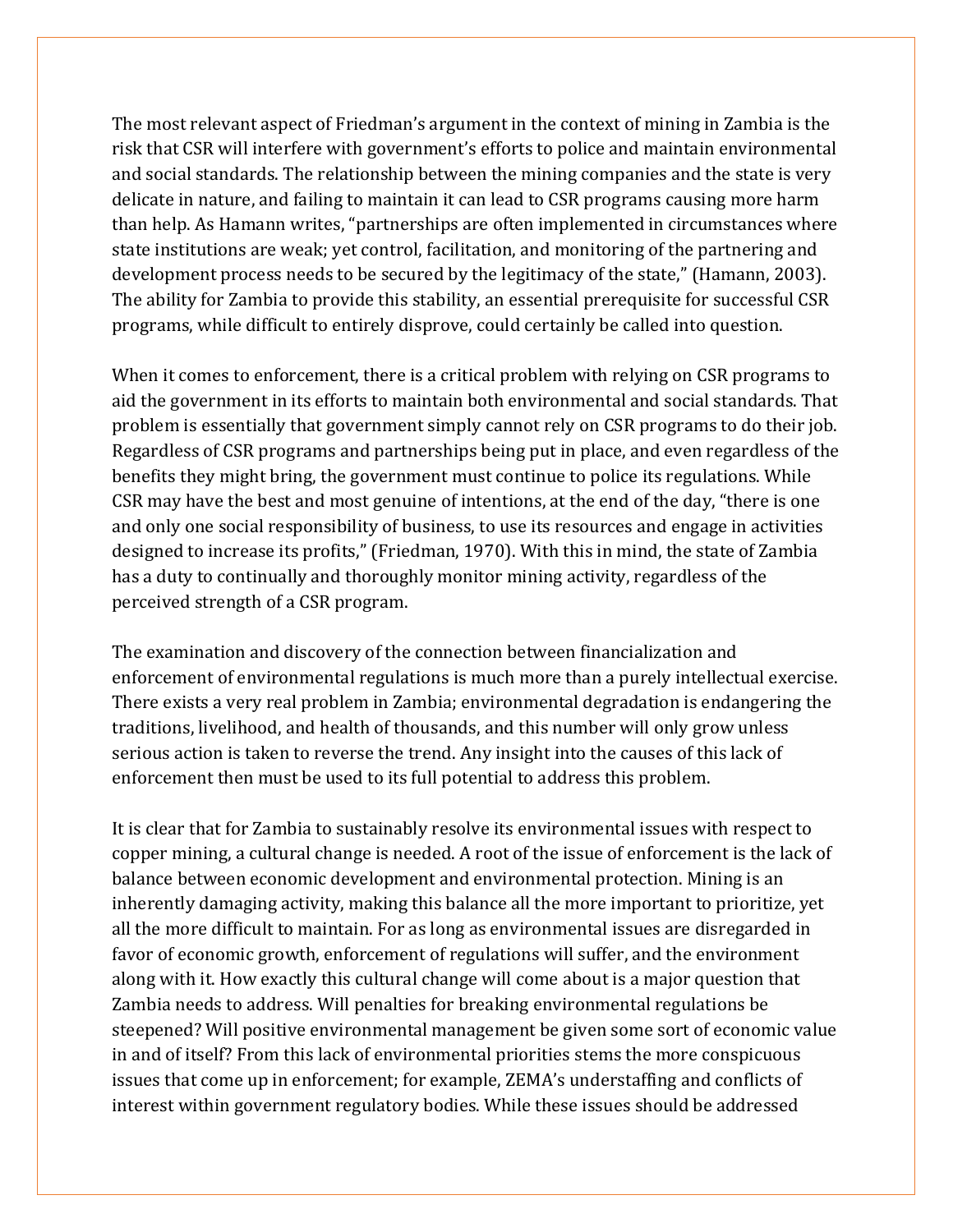The most relevant aspect of Friedman's argument in the context of mining in Zambia is the risk that CSR will interfere with government's efforts to police and maintain environmental and social standards. The relationship between the mining companies and the state is very delicate in nature, and failing to maintain it can lead to CSR programs causing more harm than help. As Hamann writes, "partnerships are often implemented in circumstances where state institutions are weak; yet control, facilitation, and monitoring of the partnering and development process needs to be secured by the legitimacy of the state," (Hamann, 2003). The ability for Zambia to provide this stability, an essential prerequisite for successful CSR programs, while difficult to entirely disprove, could certainly be called into question.

When it comes to enforcement, there is a critical problem with relying on CSR programs to aid the government in its efforts to maintain both environmental and social standards. That problem is essentially that government simply cannot rely on CSR programs to do their job. Regardless of CSR programs and partnerships being put in place, and even regardless of the benefits they might bring, the government must continue to police its regulations. While CSR may have the best and most genuine of intentions, at the end of the day, "there is one and only one social responsibility of business, to use its resources and engage in activities designed to increase its profits," (Friedman, 1970). With this in mind, the state of Zambia has a duty to continually and thoroughly monitor mining activity, regardless of the perceived strength of a CSR program.

The examination and discovery of the connection between financialization and enforcement of environmental regulations is much more than a purely intellectual exercise. There exists a very real problem in Zambia; environmental degradation is endangering the traditions, livelihood, and health of thousands, and this number will only grow unless serious action is taken to reverse the trend. Any insight into the causes of this lack of enforcement then must be used to its full potential to address this problem.

It is clear that for Zambia to sustainably resolve its environmental issues with respect to copper mining, a cultural change is needed. A root of the issue of enforcement is the lack of balance between economic development and environmental protection. Mining is an inherently damaging activity, making this balance all the more important to prioritize, yet all the more difficult to maintain. For as long as environmental issues are disregarded in favor of economic growth, enforcement of regulations will suffer, and the environment along with it. How exactly this cultural change will come about is a major question that Zambia needs to address. Will penalties for breaking environmental regulations be steepened? Will positive environmental management be given some sort of economic value in and of itself? From this lack of environmental priorities stems the more conspicuous issues that come up in enforcement; for example, ZEMA's understaffing and conflicts of interest within government regulatory bodies. While these issues should be addressed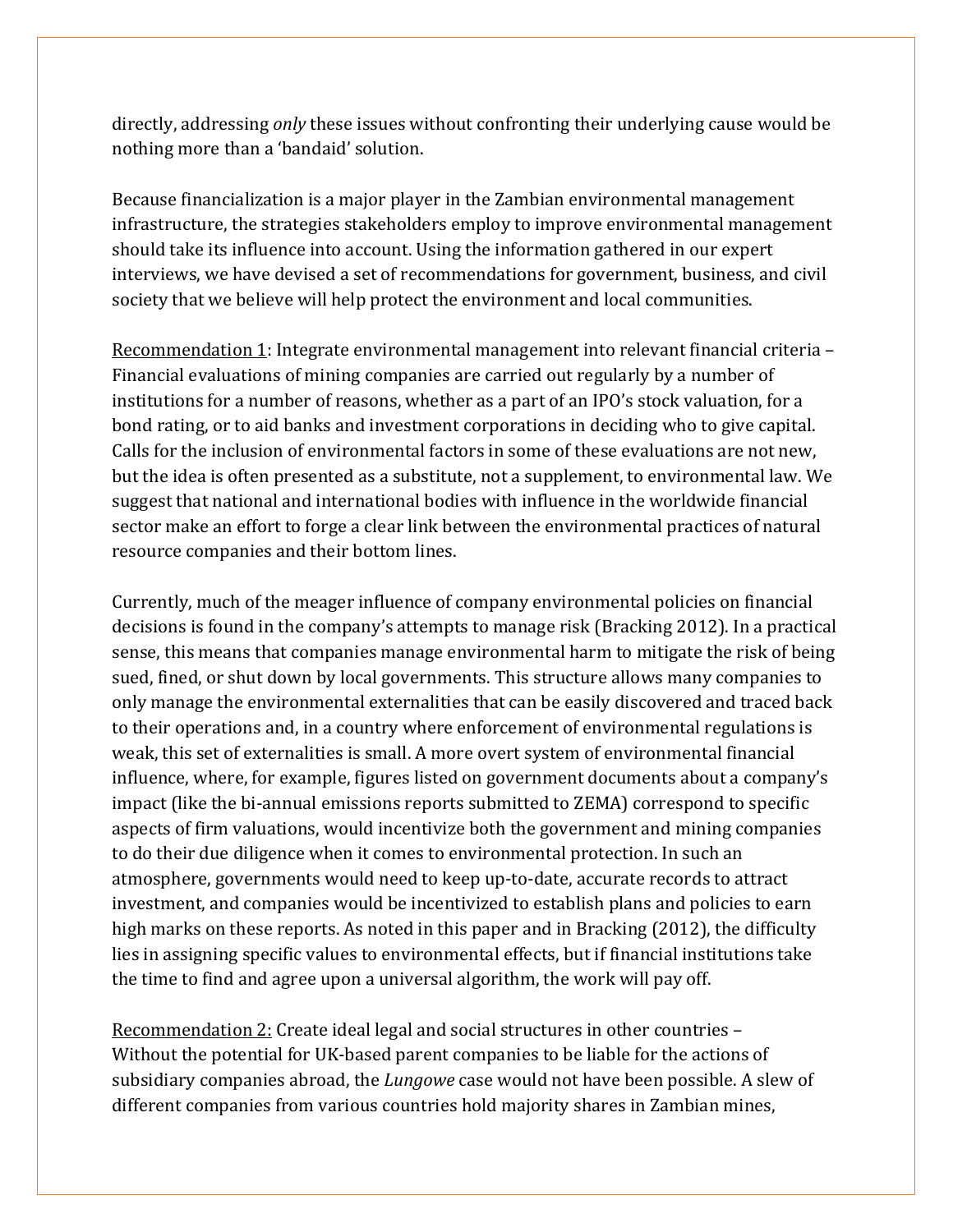directly, addressing *only* these issues without confronting their underlying cause would be nothing more than a 'bandaid' solution.

Because financialization is a major player in the Zambian environmental management infrastructure, the strategies stakeholders employ to improve environmental management should take its influence into account. Using the information gathered in our expert interviews, we have devised a set of recommendations for government, business, and civil society that we believe will help protect the environment and local communities.

<u>Recommendation 1</u>: Integrate environmental management into relevant financial criteria – Financial evaluations of mining companies are carried out regularly by a number of institutions for a number of reasons, whether as a part of an IPO's stock valuation, for a bond rating, or to aid banks and investment corporations in deciding who to give capital. Calls for the inclusion of environmental factors in some of these evaluations are not new, but the idea is often presented as a substitute, not a supplement, to environmental law. We suggest that national and international bodies with influence in the worldwide financial sector make an effort to forge a clear link between the environmental practices of natural resource companies and their bottom lines.

Currently, much of the meager influence of company environmental policies on financial decisions is found in the company's attempts to manage risk (Bracking 2012). In a practical sense, this means that companies manage environmental harm to mitigate the risk of being sued, fined, or shut down by local governments. This structure allows many companies to only manage the environmental externalities that can be easily discovered and traced back to their operations and, in a country where enforcement of environmental regulations is weak, this set of externalities is small. A more overt system of environmental financial influence, where, for example, figures listed on government documents about a company's impact (like the bi-annual emissions reports submitted to ZEMA) correspond to specific aspects of firm valuations, would incentivize both the government and mining companies to do their due diligence when it comes to environmental protection. In such an atmosphere, governments would need to keep up-to-date, accurate records to attract investment, and companies would be incentivized to establish plans and policies to earn high marks on these reports. As noted in this paper and in Bracking (2012), the difficulty lies in assigning specific values to environmental effects, but if financial institutions take the time to find and agree upon a universal algorithm, the work will pay off.

<u>Recommendation 2:</u> Create ideal legal and social structures in other countries – Without the potential for UK-based parent companies to be liable for the actions of subsidiary companies abroad, the *Lungowe* case would not have been possible. A slew of different companies from various countries hold majority shares in Zambian mines,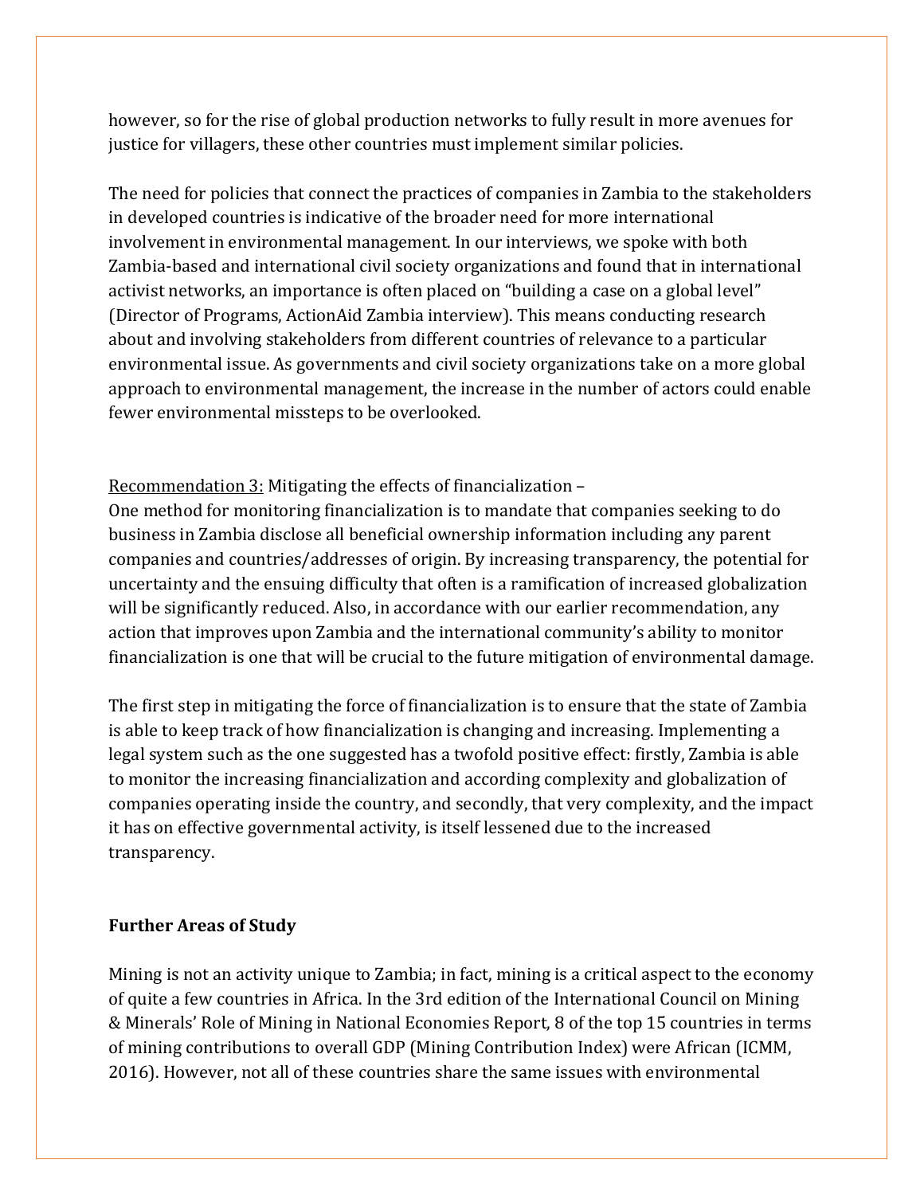however, so for the rise of global production networks to fully result in more avenues for justice for villagers, these other countries must implement similar policies.

The need for policies that connect the practices of companies in Zambia to the stakeholders in developed countries is indicative of the broader need for more international involvement in environmental management. In our interviews, we spoke with both Zambia-based and international civil society organizations and found that in international activist networks, an importance is often placed on "building a case on a global level" (Director of Programs, ActionAid Zambia interview). This means conducting research about and involving stakeholders from different countries of relevance to a particular environmental issue. As governments and civil society organizations take on a more global approach to environmental management, the increase in the number of actors could enable fewer environmental missteps to be overlooked.

<u>Recommendation 3:</u> Mitigating the effects of financialization –
One method for monitoring financialization is to mandate that companies seeking to do business in Zambia disclose all beneficial ownership information including any parent companies and countries/addresses of origin. By increasing transparency, the potential for uncertainty and the ensuing difficulty that often is a ramification of increased globalization will be significantly reduced. Also, in accordance with our earlier recommendation, any action that improves upon Zambia and the international community's ability to monitor financialization is one that will be crucial to the future mitigation of environmental damage.

The first step in mitigating the force of financialization is to ensure that the state of Zambia is able to keep track of how financialization is changing and increasing. Implementing a legal system such as the one suggested has a twofold positive effect: firstly, Zambia is able to monitor the increasing financialization and according complexity and globalization of companies operating inside the country, and secondly, that very complexity, and the impact it has on effective governmental activity, is itself lessened due to the increased transparency.

## Further Areas of Study

Mining is not an activity unique to Zambia; in fact, mining is a critical aspect to the economy of quite a few countries in Africa. In the 3rd edition of the International Council on Mining & Minerals' Role of Mining in National Economies Report, 8 of the top 15 countries in terms of mining contributions to overall GDP (Mining Contribution Index) were African (ICMM, 2016). However, not all of these countries share the same issues with environmental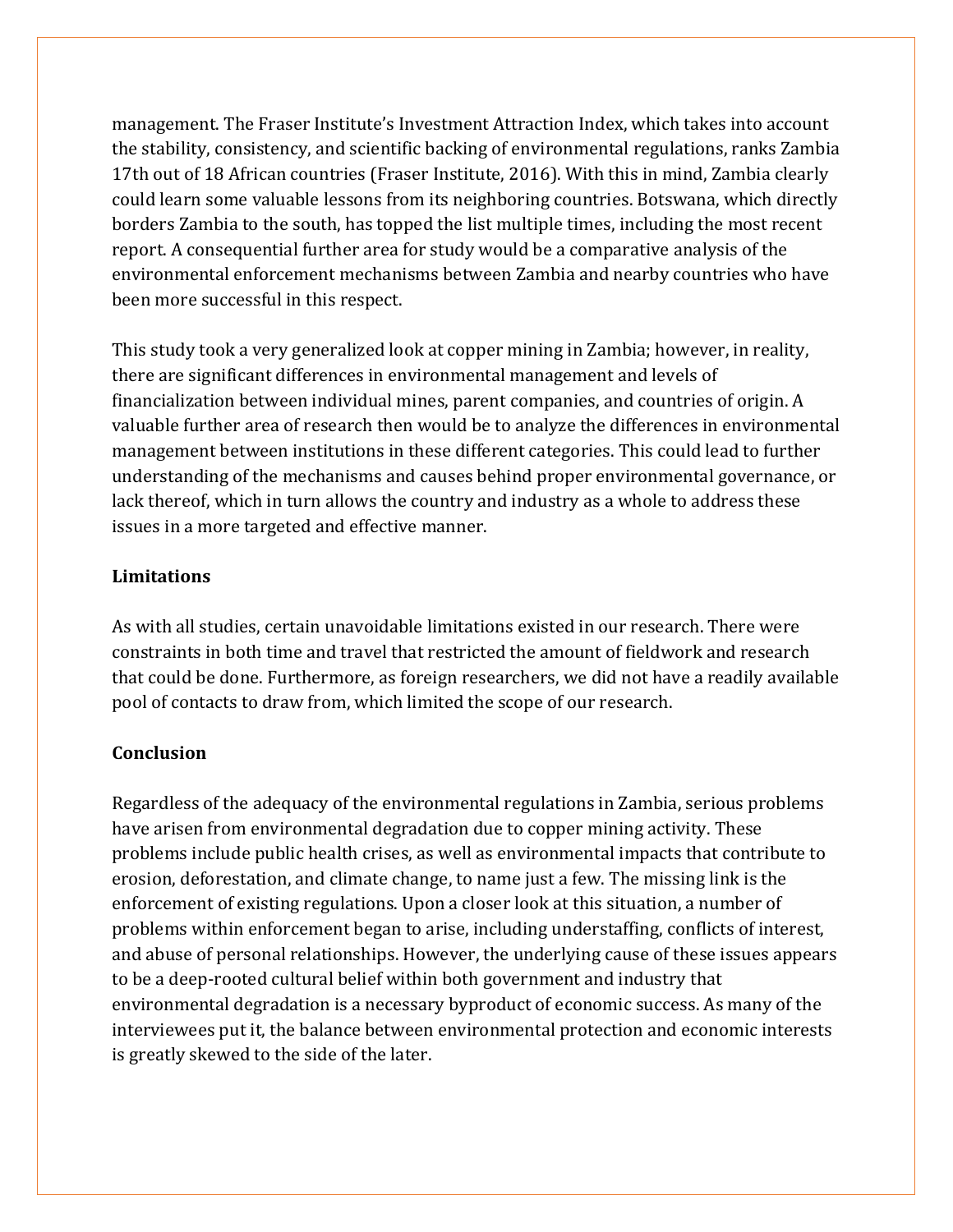management. The Fraser Institute's Investment Attraction Index, which takes into account the stability, consistency, and scientific backing of environmental regulations, ranks Zambia 17th out of 18 African countries (Fraser Institute, 2016). With this in mind, Zambia clearly could learn some valuable lessons from its neighboring countries. Botswana, which directly borders Zambia to the south, has topped the list multiple times, including the most recent report. A consequential further area for study would be a comparative analysis of the environmental enforcement mechanisms between Zambia and nearby countries who have been more successful in this respect.

This study took a very generalized look at copper mining in Zambia; however, in reality, there are significant differences in environmental management and levels of financialization between individual mines, parent companies, and countries of origin. A valuable further area of research then would be to analyze the differences in environmental management between institutions in these different categories. This could lead to further understanding of the mechanisms and causes behind proper environmental governance, or lack thereof, which in turn allows the country and industry as a whole to address these issues in a more targeted and effective manner.

**Limitations**

As with all studies, certain unavoidable limitations existed in our research. There were constraints in both time and travel that restricted the amount of fieldwork and research that could be done. Furthermore, as foreign researchers, we did not have a readily available pool of contacts to draw from, which limited the scope of our research.

**Conclusion**

Regardless of the adequacy of the environmental regulations in Zambia, serious problems have arisen from environmental degradation due to copper mining activity. These problems include public health crises, as well as environmental impacts that contribute to erosion, deforestation, and climate change, to name just a few. The missing link is the enforcement of existing regulations. Upon a closer look at this situation, a number of problems within enforcement began to arise, including understaffing, conflicts of interest, and abuse of personal relationships. However, the underlying cause of these issues appears to be a deep-rooted cultural belief within both government and industry that environmental degradation is a necessary byproduct of economic success. As many of the interviewees put it, the balance between environmental protection and economic interests is greatly skewed to the side of the later.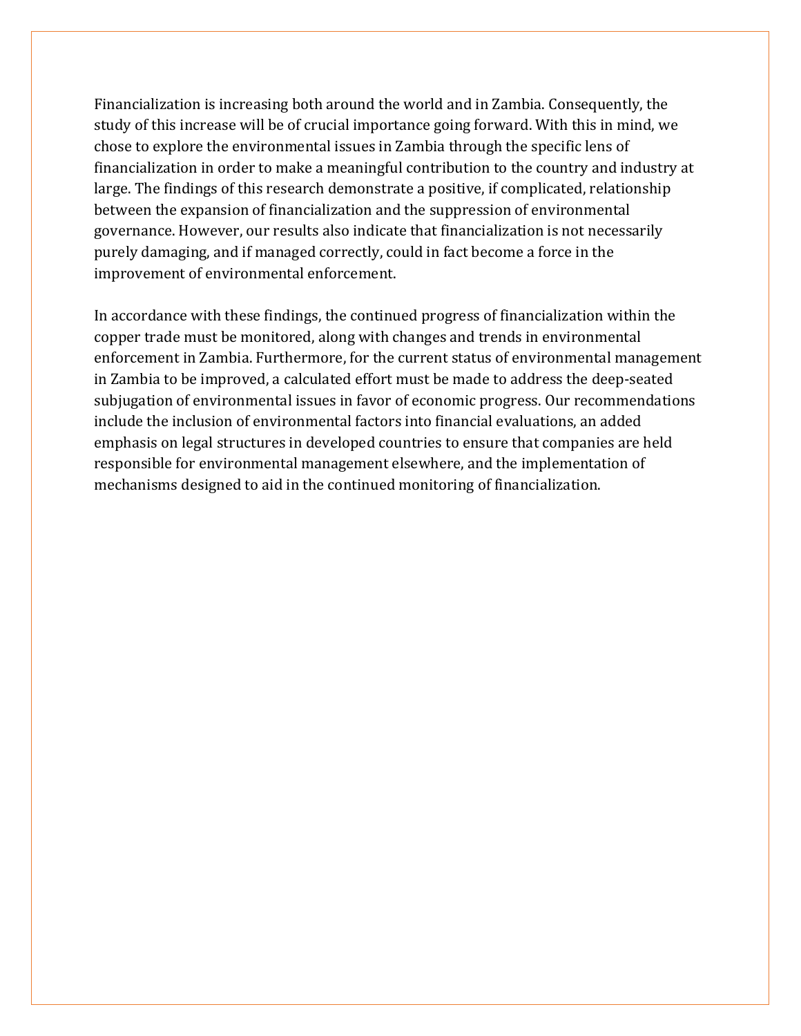Financialization is increasing both around the world and in Zambia. Consequently, the study of this increase will be of crucial importance going forward. With this in mind, we chose to explore the environmental issues in Zambia through the specific lens of financialization in order to make a meaningful contribution to the country and industry at large. The findings of this research demonstrate a positive, if complicated, relationship between the expansion of financialization and the suppression of environmental governance. However, our results also indicate that financialization is not necessarily purely damaging, and if managed correctly, could in fact become a force in the improvement of environmental enforcement.

In accordance with these findings, the continued progress of financialization within the copper trade must be monitored, along with changes and trends in environmental enforcement in Zambia. Furthermore, for the current status of environmental management in Zambia to be improved, a calculated effort must be made to address the deep-seated subjugation of environmental issues in favor of economic progress. Our recommendations include the inclusion of environmental factors into financial evaluations, an added emphasis on legal structures in developed countries to ensure that companies are held responsible for environmental management elsewhere, and the implementation of mechanisms designed to aid in the continued monitoring of financialization.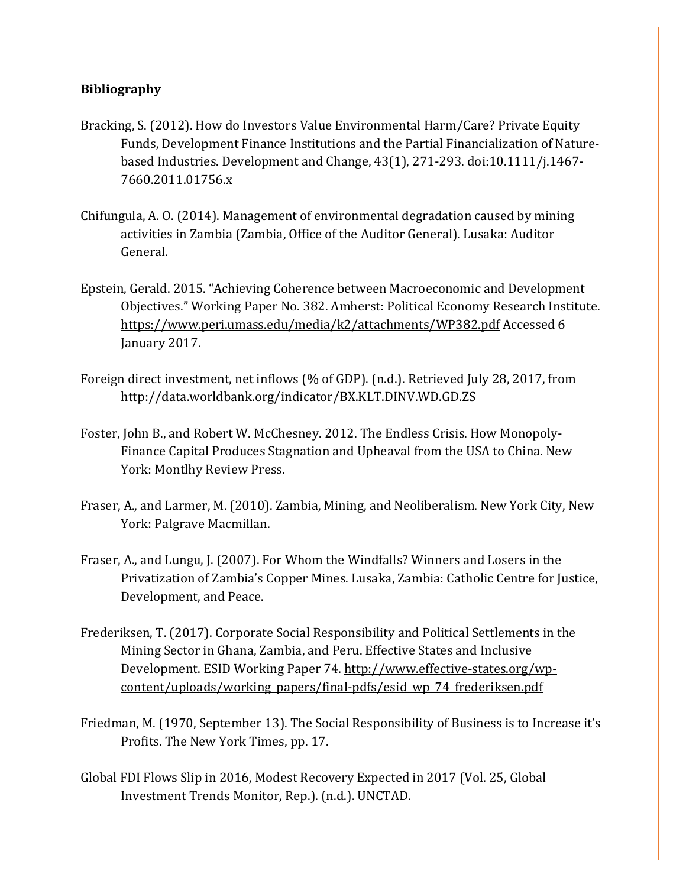**Bibliography**

Bracking, S. (2012). How do Investors Value Environmental Harm/Care? Private Equity Funds, Development Finance Institutions and the Partial Financialization of Nature-based Industries. Development and Change, 43(1), 271-293. doi:10.1111/j.1467-7660.2011.01756.x

Chifungula, A. O. (2014). Management of environmental degradation caused by mining activities in Zambia (Zambia, Office of the Auditor General). Lusaka: Auditor General.

Epstein, Gerald. 2015. "Achieving Coherence between Macroeconomic and Development Objectives." Working Paper No. 382. Amherst: Political Economy Research Institute. https://www.peri.umass.edu/media/k2/attachments/WP382.pdf Accessed 6 January 2017.

Foreign direct investment, net inflows (% of GDP). (n.d.). Retrieved July 28, 2017, from http://data.worldbank.org/indicator/BX.KLT.DINV.WD.GD.ZS

Foster, John B., and Robert W. McChesney. 2012. The Endless Crisis. How Monopoly-Finance Capital Produces Stagnation and Upheaval from the USA to China. New York: Montlhy Review Press.

Fraser, A., and Larmer, M. (2010). Zambia, Mining, and Neoliberalism. New York City, New York: Palgrave Macmillan.

Fraser, A., and Lungu, J. (2007). For Whom the Windfalls? Winners and Losers in the Privatization of Zambia's Copper Mines. Lusaka, Zambia: Catholic Centre for Justice, Development, and Peace.

Frederiksen, T. (2017). Corporate Social Responsibility and Political Settlements in the Mining Sector in Ghana, Zambia, and Peru. Effective States and Inclusive Development. ESID Working Paper 74. http://www.effective-states.org/wp-content/uploads/working_papers/final-pdfs/esid_wp_74_frederiksen.pdf

Friedman, M. (1970, September 13). The Social Responsibility of Business is to Increase it's Profits. The New York Times, pp. 17.

Global FDI Flows Slip in 2016, Modest Recovery Expected in 2017 (Vol. 25, Global Investment Trends Monitor, Rep.). (n.d.). UNCTAD.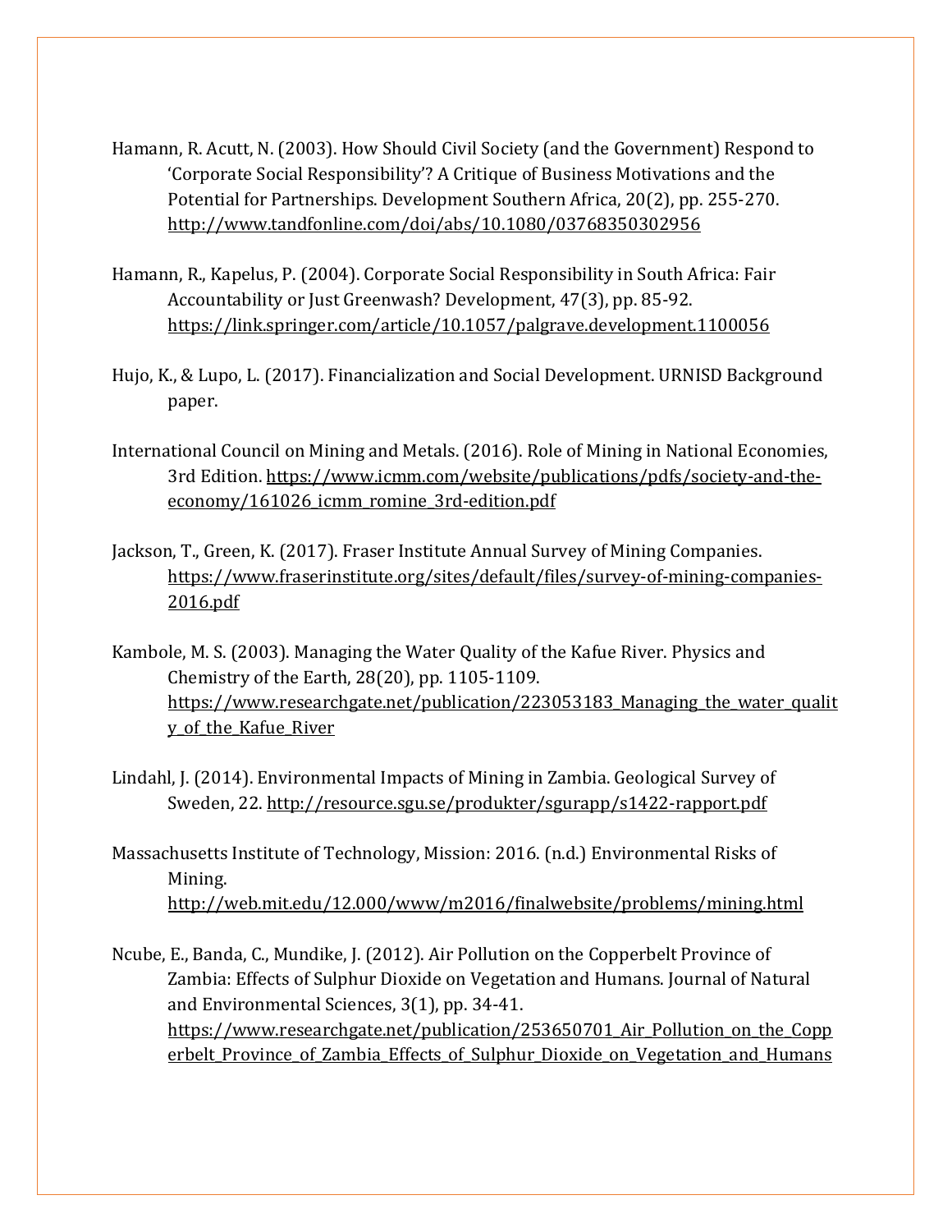Hamann, R. Acutt, N. (2003). How Should Civil Society (and the Government) Respond to 'Corporate Social Responsibility'? A Critique of Business Motivations and the Potential for Partnerships. Development Southern Africa, 20(2), pp. 255-270. http://www.tandfonline.com/doi/abs/10.1080/03768350302956

Hamann, R., Kapelus, P. (2004). Corporate Social Responsibility in South Africa: Fair Accountability or Just Greenwash? Development, 47(3), pp. 85-92. https://link.springer.com/article/10.1057/palgrave.development.1100056

Hujo, K., & Lupo, L. (2017). Financialization and Social Development. URNISD Background paper.

International Council on Mining and Metals. (2016). Role of Mining in National Economies, 3rd Edition. https://www.icmm.com/website/publications/pdfs/society-and-the-economy/161026_icmm_romine_3rd-edition.pdf

Jackson, T., Green, K. (2017). Fraser Institute Annual Survey of Mining Companies. https://www.fraserinstitute.org/sites/default/files/survey-of-mining-companies-2016.pdf

Kambole, M. S. (2003). Managing the Water Quality of the Kafue River. Physics and Chemistry of the Earth, 28(20), pp. 1105-1109. https://www.researchgate.net/publication/223053183_Managing_the_water_quality_of_the_Kafue_River

Lindahl, J. (2014). Environmental Impacts of Mining in Zambia. Geological Survey of Sweden, 22. http://resource.sgu.se/produkter/sgurapp/s1422-rapport.pdf

Massachusetts Institute of Technology, Mission: 2016. (n.d.) Environmental Risks of Mining. http://web.mit.edu/12.000/www/m2016/finalwebsite/problems/mining.html

Ncube, E., Banda, C., Mundike, J. (2012). Air Pollution on the Copperbelt Province of Zambia: Effects of Sulphur Dioxide on Vegetation and Humans. Journal of Natural and Environmental Sciences, 3(1), pp. 34-41. https://www.researchgate.net/publication/253650701_Air_Pollution_on_the_Copperbelt_Province_of_Zambia_Effects_of_Sulphur_Dioxide_on_Vegetation_and_Humans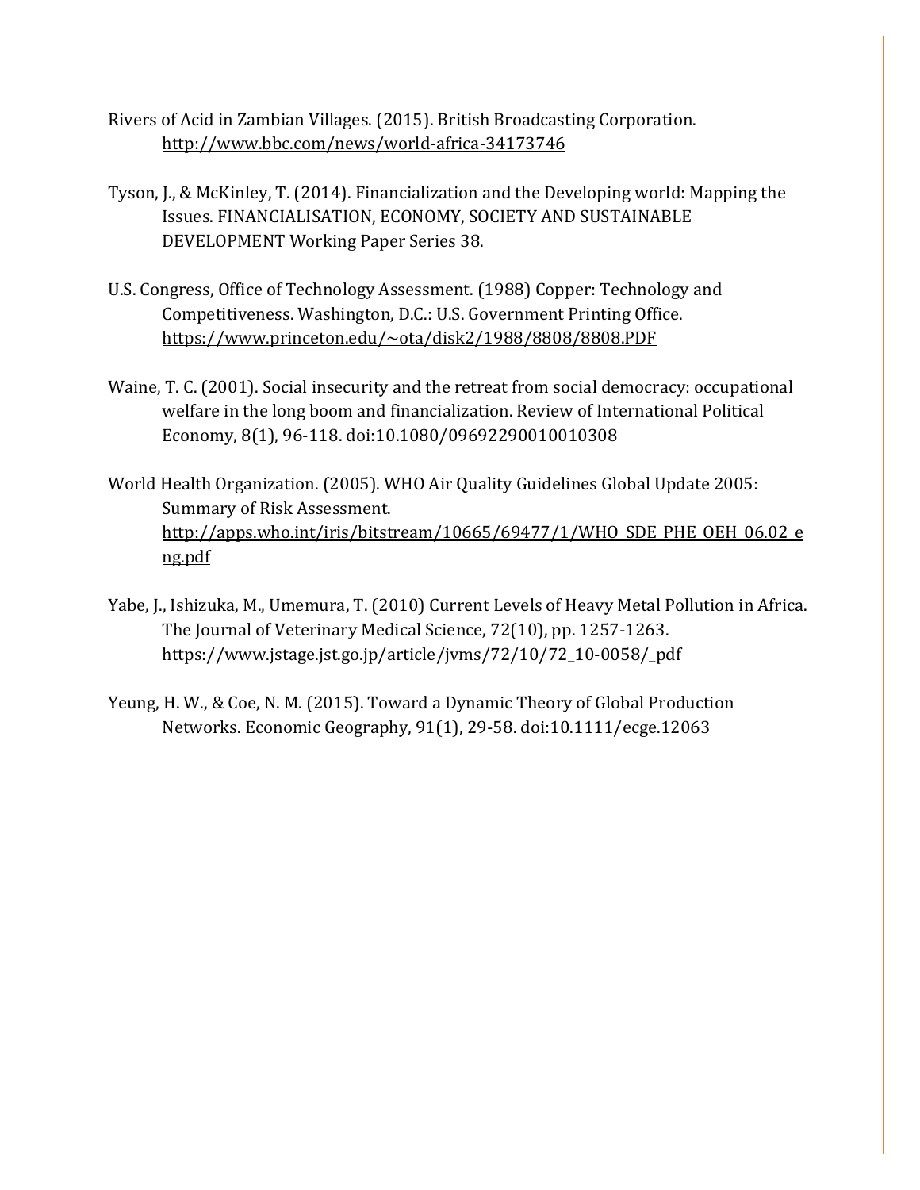Rivers of Acid in Zambian Villages. (2015). British Broadcasting Corporation. http://www.bbc.com/news/world-africa-34173746

Tyson, J., & McKinley, T. (2014). Financialization and the Developing world: Mapping the Issues. FINANCIALISATION, ECONOMY, SOCIETY AND SUSTAINABLE DEVELOPMENT Working Paper Series 38.

U.S. Congress, Office of Technology Assessment. (1988) Copper: Technology and Competitiveness. Washington, D.C.: U.S. Government Printing Office. https://www.princeton.edu/~ota/disk2/1988/8808/8808.PDF

Waine, T. C. (2001). Social insecurity and the retreat from social democracy: occupational welfare in the long boom and financialization. Review of International Political Economy, 8(1), 96-118. doi:10.1080/09692290010010308

World Health Organization. (2005). WHO Air Quality Guidelines Global Update 2005: Summary of Risk Assessment. http://apps.who.int/iris/bitstream/10665/69477/1/WHO_SDE_PHE_OEH_06.02_eng.pdf

Yabe, J., Ishizuka, M., Umemura, T. (2010) Current Levels of Heavy Metal Pollution in Africa. The Journal of Veterinary Medical Science, 72(10), pp. 1257-1263. https://www.jstage.jst.go.jp/article/jvms/72/10/72_10-0058/_pdf

Yeung, H. W., & Coe, N. M. (2015). Toward a Dynamic Theory of Global Production Networks. Economic Geography, 91(1), 29-58. doi:10.1111/ecge.12063